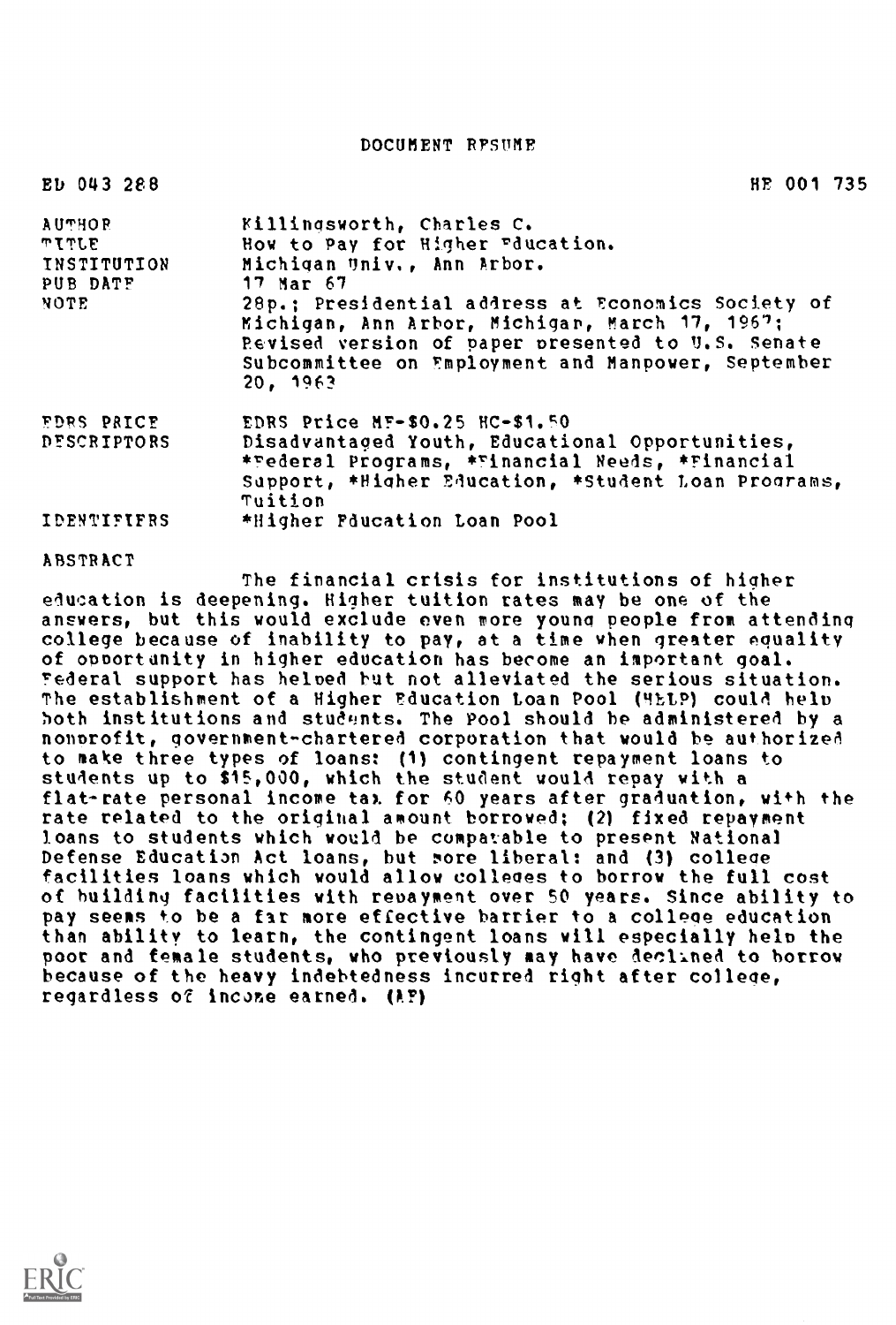DOCUMENT RESUME

ED 043 288 HE 001 735

| | |
|---|---|
| AUTHOR | Killingsworth, Charles C. |
| TITLE | How to Pay for Higher Education. |
| INSTITUTION | Michigan Univ., Ann Arbor. |
| PUB DATE | 17 Mar 67 |
| NOTE | 28p.; Presidential address at Economics Society of Michigan, Ann Arbor, Michigan, March 17, 1967; Revised version of paper presented to U.S. Senate Subcommittee on Employment and Manpower, September 20, 1963 |
| EDRS PRICE | EDRS Price MF-$0.25 HC-$1.50 |
| DESCRIPTORS | Disadvantaged Youth, Educational Opportunities, *Federal Programs, *Financial Needs, *Financial Support, *Higher Education, *Student Loan Programs, Tuition |
| IDENTIFIERS | *Higher Education Loan Pool |

ABSTRACT

The financial crisis for institutions of higher education is deepening. Higher tuition rates may be one of the answers, but this would exclude even more young people from attending college because of inability to pay, at a time when greater equality of opportunity in higher education has become an important goal. Federal support has helped but not alleviated the serious situation. The establishment of a Higher Education Loan Pool (HELP) could help both institutions and students. The Pool should be administered by a nonprofit, government-chartered corporation that would be authorized to make three types of loans: (1) contingent repayment loans to students up to $15,000, which the student would repay with a flat-rate personal income tax for 60 years after graduation, with the rate related to the original amount borrowed; (2) fixed repayment loans to students which would be comparable to present National Defense Education Act loans, but more liberal: and (3) college facilities loans which would allow colleges to borrow the full cost of building facilities with repayment over 50 years. Since ability to pay seems to be a far more effective barrier to a college education than ability to learn, the contingent loans will especially help the poor and female students, who previously may have declined to borrow because of the heavy indebtedness incurred right after college, regardless of income earned. (AF)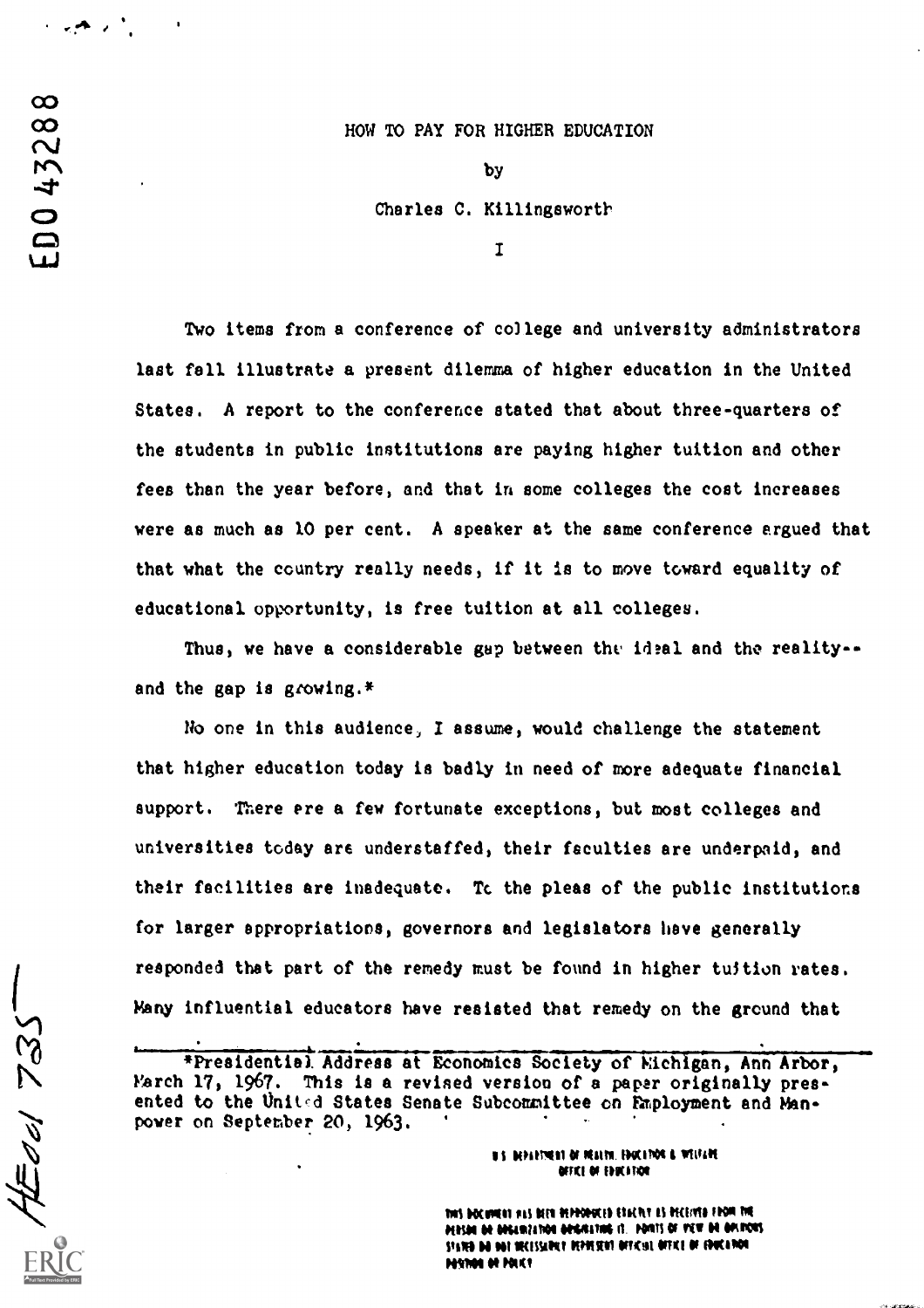# HOW TO PAY FOR HIGHER EDUCATION

by

Charles C. Killingsworth

I

Two items from a conference of college and university administrators last fall illustrate a present dilemma of higher education in the United States. A report to the conference stated that about three-quarters of the students in public institutions are paying higher tuition and other fees than the year before, and that in some colleges the cost increases were as much as 10 per cent. A speaker at the same conference argued that that what the country really needs, if it is to move toward equality of educational opportunity, is free tuition at all colleges.

Thus, we have a considerable gap between the ideal and the reality--and the gap is growing.*

No one in this audience, I assume, would challenge the statement that higher education today is badly in need of more adequate financial support. There are a few fortunate exceptions, but most colleges and universities today are understaffed, their faculties are underpaid, and their facilities are inadequate. To the pleas of the public institutions for larger appropriations, governors and legislators have generally responded that part of the remedy must be found in higher tuition rates. Many influential educators have resisted that remedy on the ground that

*Presidential Address at Economics Society of Michigan, Ann Arbor, March 17, 1967. This is a revised version of a paper originally presented to the United States Senate Subcommittee on Employment and Manpower on September 20, 1963.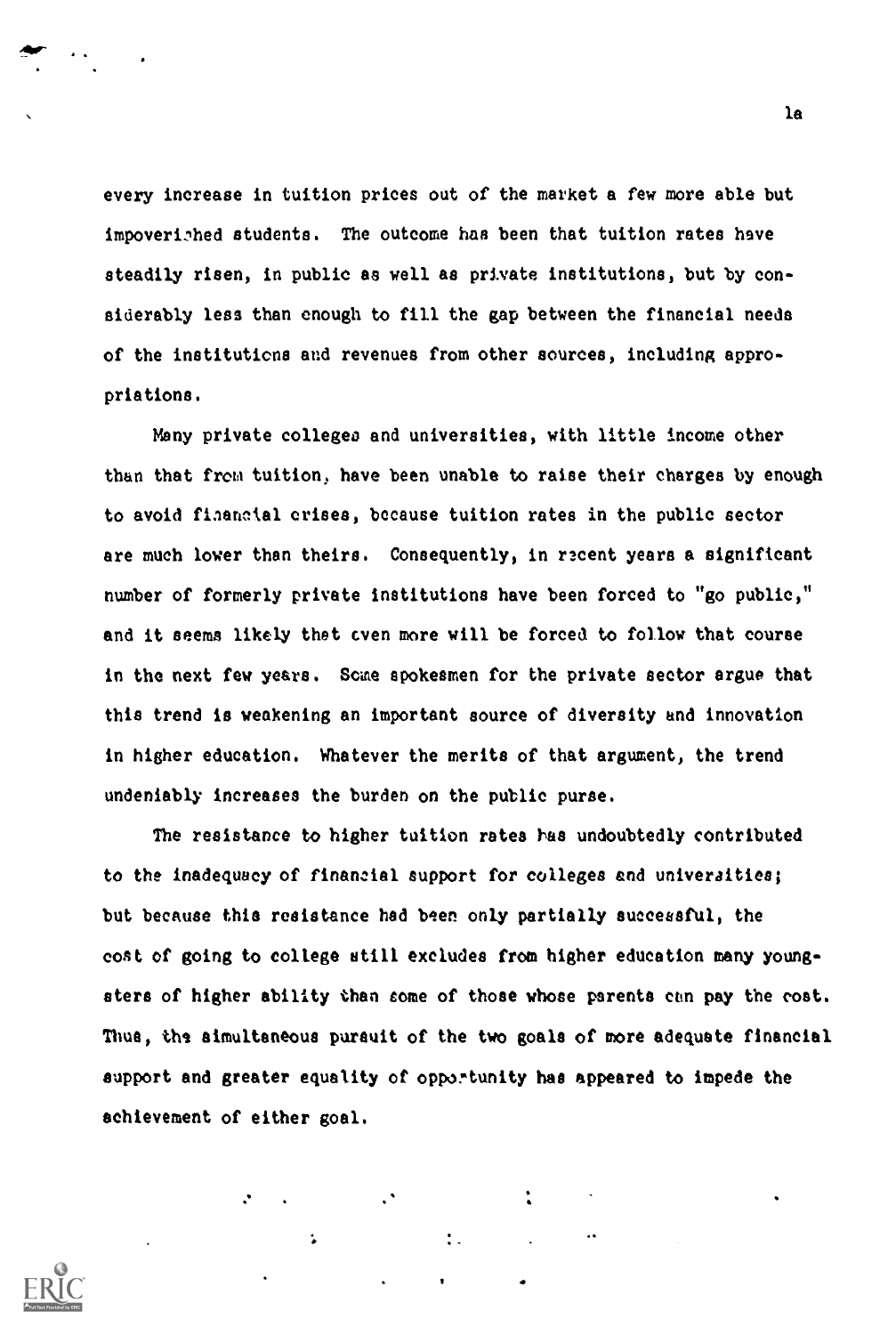every increase in tuition prices out of the market a few more able but impoverished students. The outcome has been that tuition rates have steadily risen, in public as well as private institutions, but by considerably less than enough to fill the gap between the financial needs of the institutions and revenues from other sources, including appropriations.

Many private colleges and universities, with little income other than that from tuition, have been unable to raise their charges by enough to avoid financial crises, because tuition rates in the public sector are much lower than theirs. Consequently, in recent years a significant number of formerly private institutions have been forced to "go public," and it seems likely that even more will be forced to follow that course in the next few years. Some spokesmen for the private sector argue that this trend is weakening an important source of diversity and innovation in higher education. Whatever the merits of that argument, the trend undeniably increases the burden on the public purse.

The resistance to higher tuition rates has undoubtedly contributed to the inadequacy of financial support for colleges and universities; but because this resistance had been only partially successful, the cost of going to college still excludes from higher education many youngsters of higher ability than some of those whose parents can pay the cost. Thus, the simultaneous pursuit of the two goals of more adequate financial support and greater equality of opportunity has appeared to impede the achievement of either goal.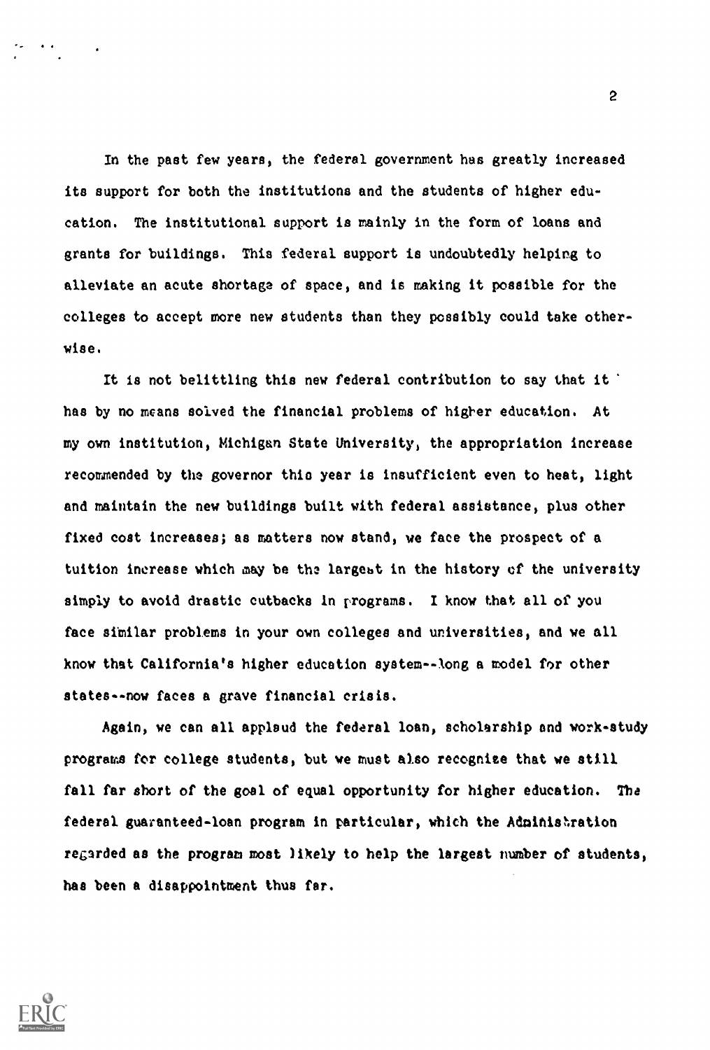In the past few years, the federal government has greatly increased its support for both the institutions and the students of higher education. The institutional support is mainly in the form of loans and grants for buildings. This federal support is undoubtedly helping to alleviate an acute shortage of space, and is making it possible for the colleges to accept more new students than they possibly could take otherwise.

It is not belittling this new federal contribution to say that it has by no means solved the financial problems of higher education. At my own institution, Michigan State University, the appropriation increase recommended by the governor this year is insufficient even to heat, light and maintain the new buildings built with federal assistance, plus other fixed cost increases; as matters now stand, we face the prospect of a tuition increase which may be the largest in the history of the university simply to avoid drastic cutbacks in programs. I know that all of you face similar problems in your own colleges and universities, and we all know that California's higher education system--long a model for other states--now faces a grave financial crisis.

Again, we can all applaud the federal loan, scholarship and work-study programs for college students, but we must also recognize that we still fall far short of the goal of equal opportunity for higher education. The federal guaranteed-loan program in particular, which the Administration regarded as the program most likely to help the largest number of students, has been a disappointment thus far.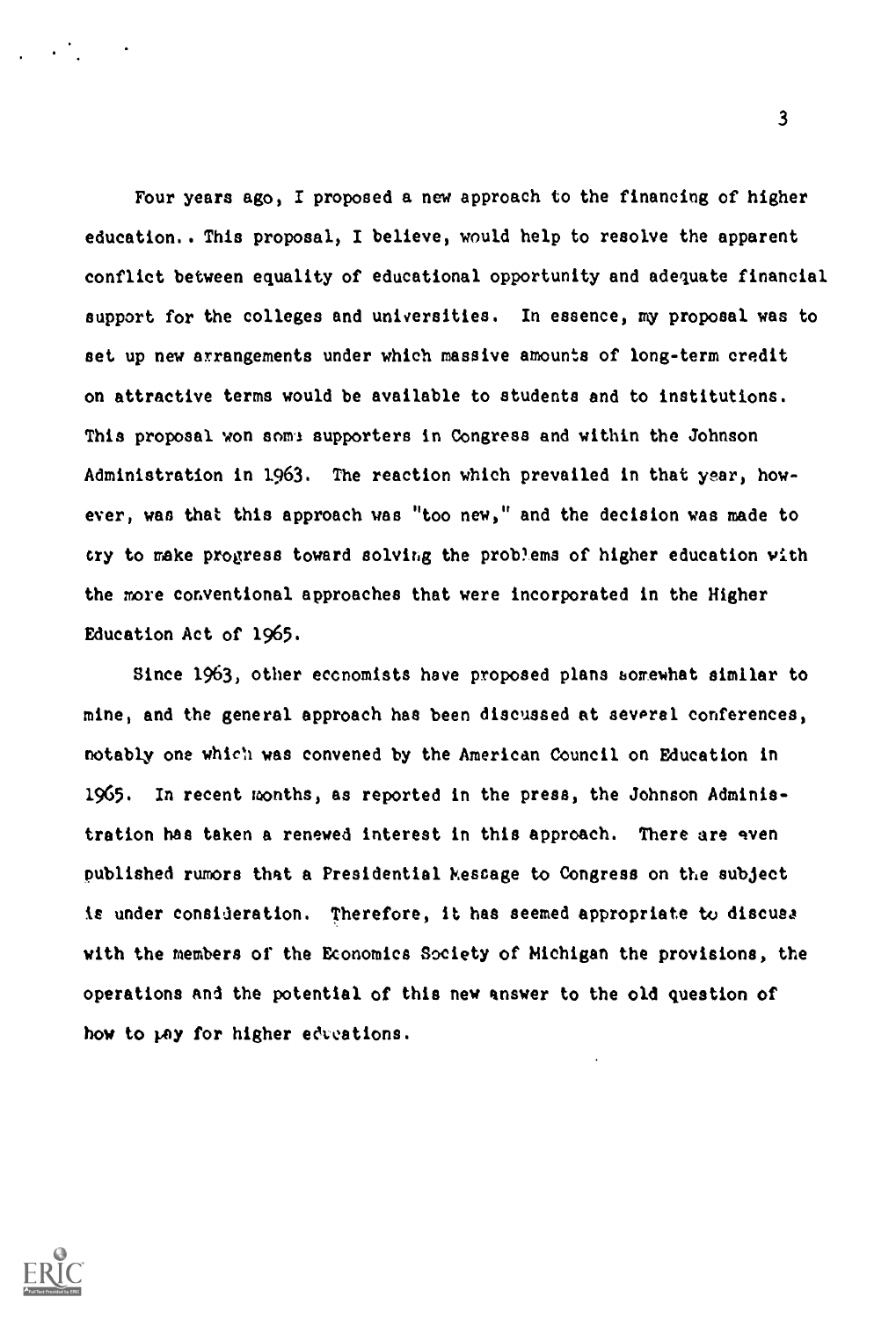Four years ago, I proposed a new approach to the financing of higher education.. This proposal, I believe, would help to resolve the apparent conflict between equality of educational opportunity and adequate financial support for the colleges and universities. In essence, my proposal was to set up new arrangements under which massive amounts of long-term credit on attractive terms would be available to students and to institutions. This proposal won some supporters in Congress and within the Johnson Administration in 1963. The reaction which prevailed in that year, however, was that this approach was "too new," and the decision was made to try to make progress toward solving the problems of higher education with the more conventional approaches that were incorporated in the Higher Education Act of 1965.

Since 1963, other economists have proposed plans somewhat similar to mine, and the general approach has been discussed at several conferences, notably one which was convened by the American Council on Education in 1965. In recent months, as reported in the press, the Johnson Administration has taken a renewed interest in this approach. There are even published rumors that a Presidential Message to Congress on the subject is under consideration. Therefore, it has seemed appropriate to discuss with the members of the Economics Society of Michigan the provisions, the operations and the potential of this new answer to the old question of how to pay for higher educations.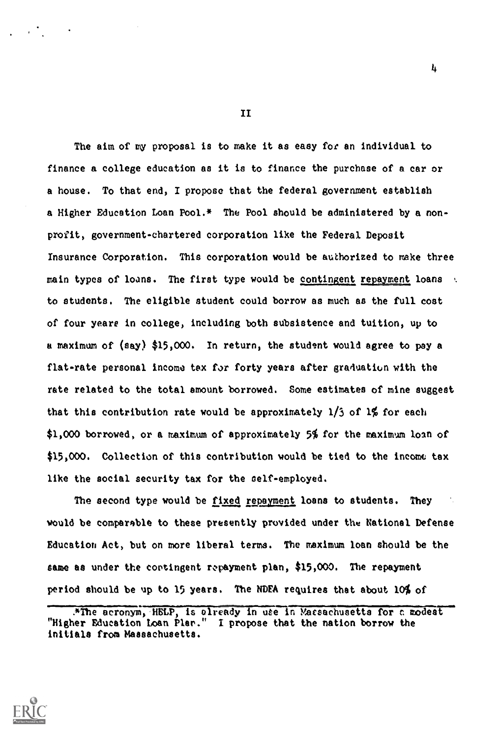## II

The aim of my proposal is to make it as easy for an individual to finance a college education as it is to finance the purchase of a car or a house. To that end, I propose that the federal government establish a Higher Education Loan Pool.* The Pool should be administered by a non-profit, government-chartered corporation like the Federal Deposit Insurance Corporation. This corporation would be authorized to make three main types of loans. The first type would be <u>contingent repayment</u> loans to students. The eligible student could borrow as much as the full cost of four years in college, including both subsistence and tuition, up to a maximum of (say) \$15,000. In return, the student would agree to pay a flat-rate personal income tax for forty years after graduation with the rate related to the total amount borrowed. Some estimates of mine suggest that this contribution rate would be approximately 1/3 of 1% for each \$1,000 borrowed, or a maximum of approximately 5% for the maximum loan of \$15,000. Collection of this contribution would be tied to the income tax like the social security tax for the self-employed.

The second type would be <u>fixed repayment</u> loans to students. They would be comparable to these presently provided under the National Defense Education Act, but on more liberal terms. The maximum loan should be the same as under the contingent repayment plan, \$15,000. The repayment period should be up to 15 years. The NDEA requires that about 10% of

---

*The acronym, HELP, is already in use in Massachusetts for a modest "Higher Education Loan Plan." I propose that the nation borrow the initials from Massachusetts.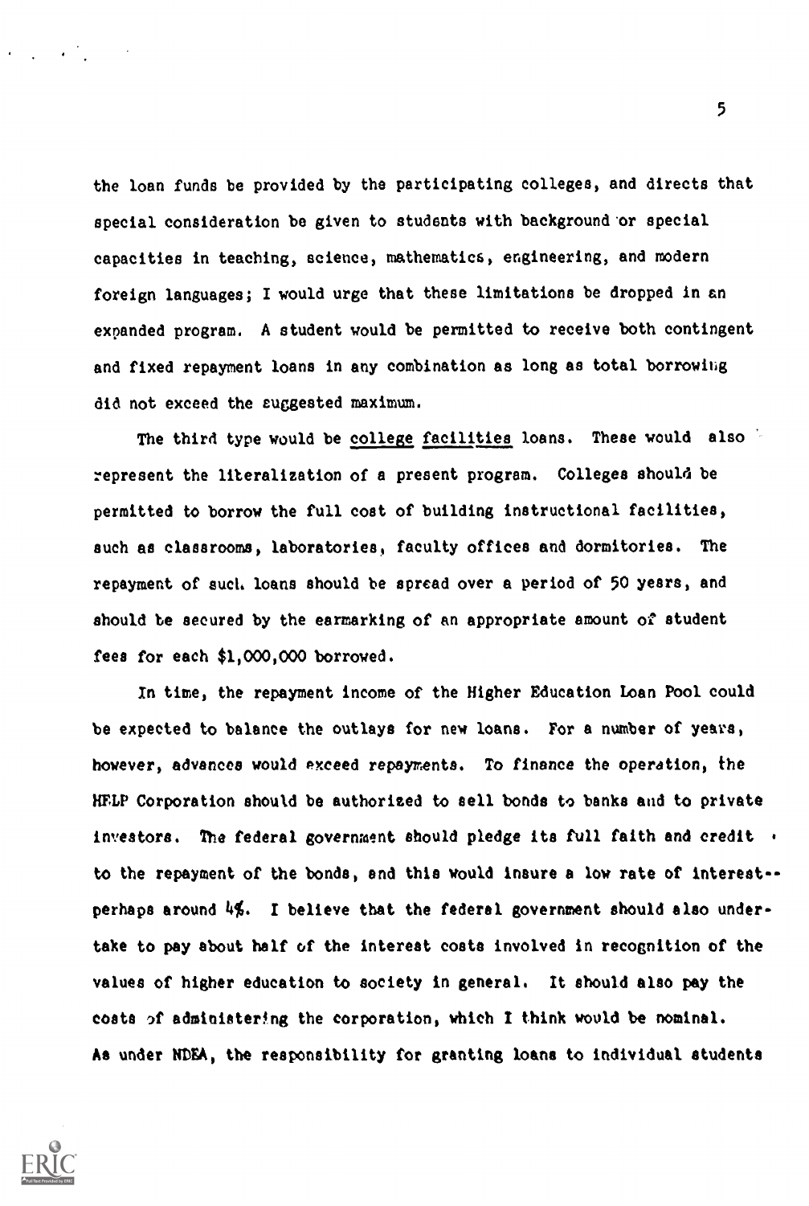the loan funds be provided by the participating colleges, and directs that special consideration be given to students with background or special capacities in teaching, science, mathematics, engineering, and modern foreign languages; I would urge that these limitations be dropped in an expanded program. A student would be permitted to receive both contingent and fixed repayment loans in any combination as long as total borrowing did not exceed the suggested maximum.

The third type would be <u>college facilities</u> loans. These would also represent the literalization of a present program. Colleges should be permitted to borrow the full cost of building instructional facilities, such as classrooms, laboratories, faculty offices and dormitories. The repayment of such loans should be spread over a period of 50 years, and should be secured by the earmarking of an appropriate amount of student fees for each $1,000,000 borrowed.

In time, the repayment income of the Higher Education Loan Pool could be expected to balance the outlays for new loans. For a number of years, however, advances would exceed repayments. To finance the operation, the HELP Corporation should be authorized to sell bonds to banks and to private investors. The federal government should pledge its full faith and credit to the repayment of the bonds, and this would insure a low rate of interest--perhaps around 4%. I believe that the federal government should also undertake to pay about half of the interest costs involved in recognition of the values of higher education to society in general. It should also pay the costs of administering the corporation, which I think would be nominal. As under NDEA, the responsibility for granting loans to individual students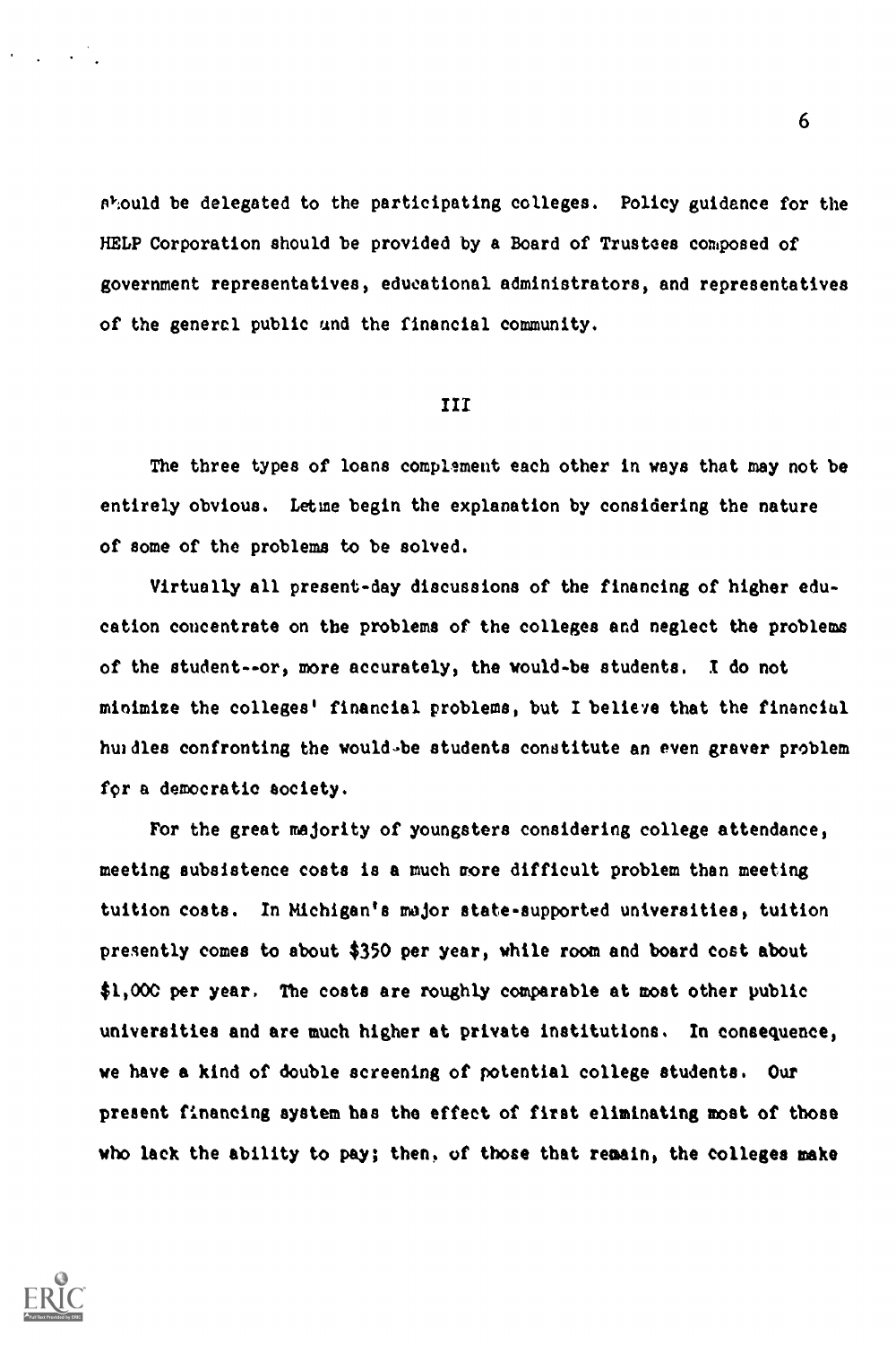should be delegated to the participating colleges. Policy guidance for the HELP Corporation should be provided by a Board of Trustees composed of government representatives, educational administrators, and representatives of the general public and the financial community.

## III

The three types of loans complement each other in ways that may not be entirely obvious. Let me begin the explanation by considering the nature of some of the problems to be solved.

Virtually all present-day discussions of the financing of higher education concentrate on the problems of the colleges and neglect the problems of the student--or, more accurately, the would-be students. I do not minimize the colleges' financial problems, but I believe that the financial hurdles confronting the would-be students constitute an even graver problem for a democratic society.

For the great majority of youngsters considering college attendance, meeting subsistence costs is a much more difficult problem than meeting tuition costs. In Michigan's major state-supported universities, tuition presently comes to about $350 per year, while room and board cost about $1,000 per year. The costs are roughly comparable at most other public universities and are much higher at private institutions. In consequence, we have a kind of double screening of potential college students. Our present financing system has the effect of first eliminating most of those who lack the ability to pay; then, of those that remain, the colleges make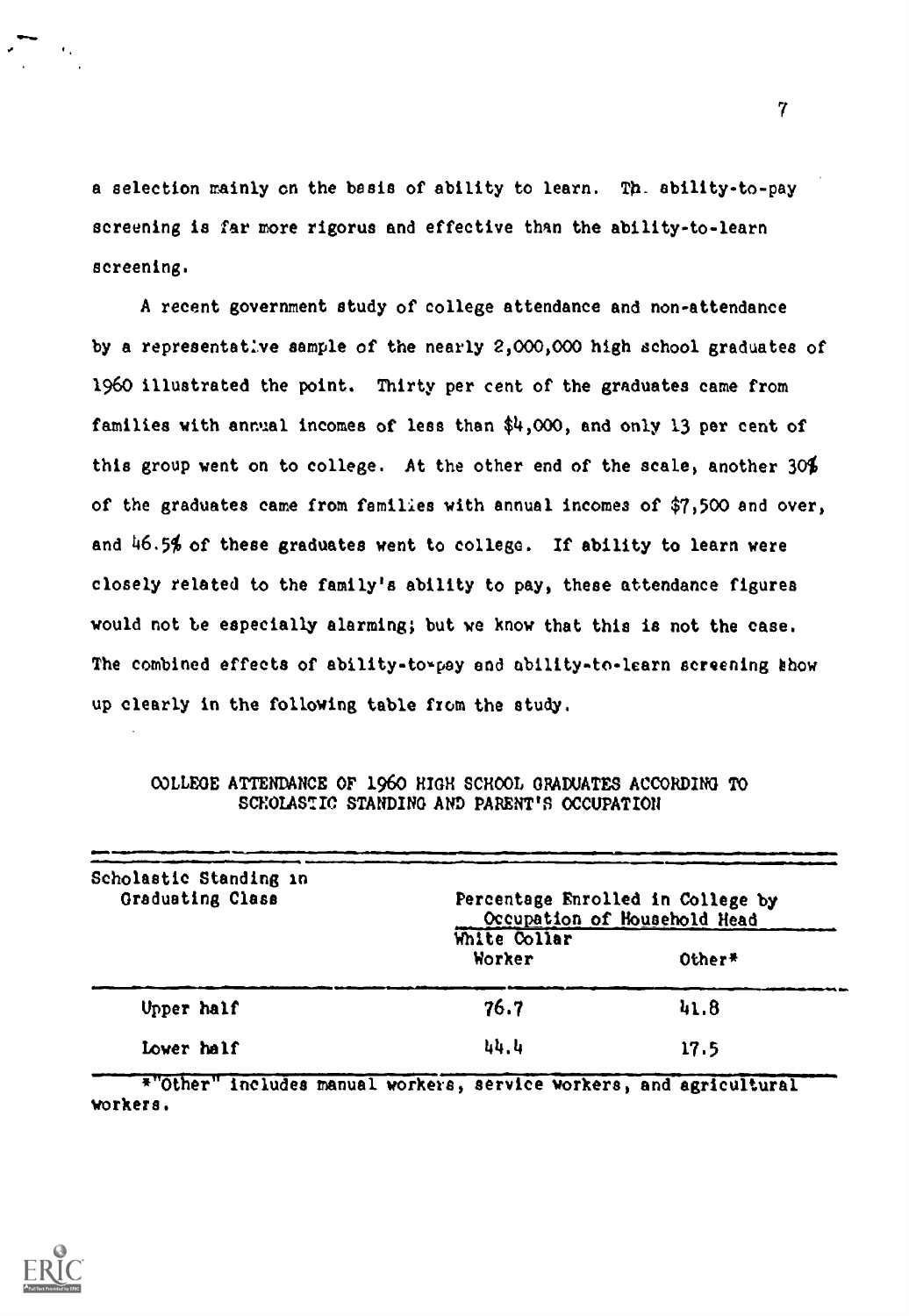a selection mainly on the basis of ability to learn. Th. ability-to-pay screening is far more rigorus and effective than the ability-to-learn screening.

A recent government study of college attendance and non-attendance by a representative sample of the nearly 2,000,000 high school graduates of 1960 illustrated the point. Thirty per cent of the graduates came from families with annual incomes of less than $4,000, and only 13 per cent of this group went on to college. At the other end of the scale, another 30% of the graduates came from families with annual incomes of $7,500 and over, and 46.5% of these graduates went to college. If ability to learn were closely related to the family's ability to pay, these attendance figures would not be especially alarming; but we know that this is not the case. The combined effects of ability-to-pay and ability-to-learn screening show up clearly in the following table from the study.

COLLEGE ATTENDANCE OF 1960 HIGH SCHOOL GRADUATES ACCORDING TO SCHOLASTIC STANDING AND PARENT'S OCCUPATION

| Scholastic Standing in Graduating Class | Percentage Enrolled in College by Occupation of Household Head | |
|---|---|---|
| | White Collar Worker | Other* |
| Upper half | 76.7 | 41.8 |
| Lower half | 44.4 | 17.5 |

*"Other" includes manual workers, service workers, and agricultural workers.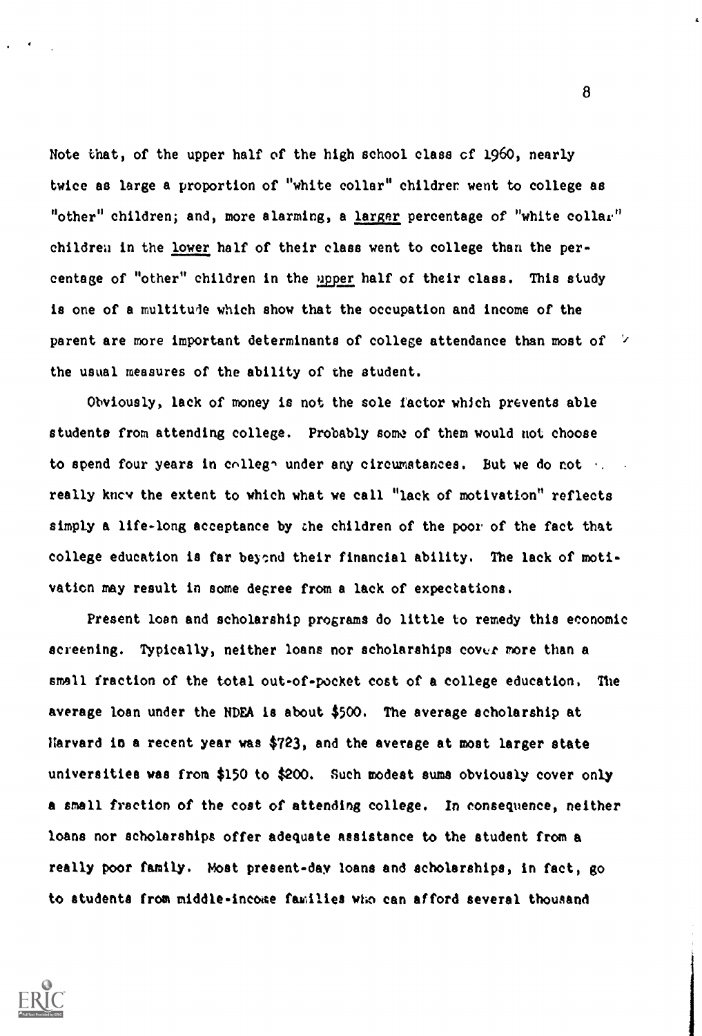Note that, of the upper half of the high school class of 1960, nearly twice as large a proportion of "white collar" children went to college as "other" children; and, more alarming, a <u>larger</u> percentage of "white collar" children in the <u>lower</u> half of their class went to college than the percentage of "other" children in the <u>upper</u> half of their class. This study is one of a multitude which show that the occupation and income of the parent are more important determinants of college attendance than most of the usual measures of the ability of the student.

Obviously, lack of money is not the sole factor which prevents able students from attending college. Probably some of them would not choose to spend four years in college under any circumstances. But we do not really know the extent to which what we call "lack of motivation" reflects simply a life-long acceptance by the children of the poor of the fact that college education is far beyond their financial ability. The lack of motivation may result in some degree from a lack of expectations.

Present loan and scholarship programs do little to remedy this economic screening. Typically, neither loans nor scholarships cover more than a small fraction of the total out-of-pocket cost of a college education. The average loan under the NDEA is about $500. The average scholarship at Harvard in a recent year was $723, and the average at most larger state universities was from $150 to $200. Such modest sums obviously cover only a small fraction of the cost of attending college. In consequence, neither loans nor scholarships offer adequate assistance to the student from a really poor family. Most present-day loans and scholarships, in fact, go to students from middle-income families who can afford several thousand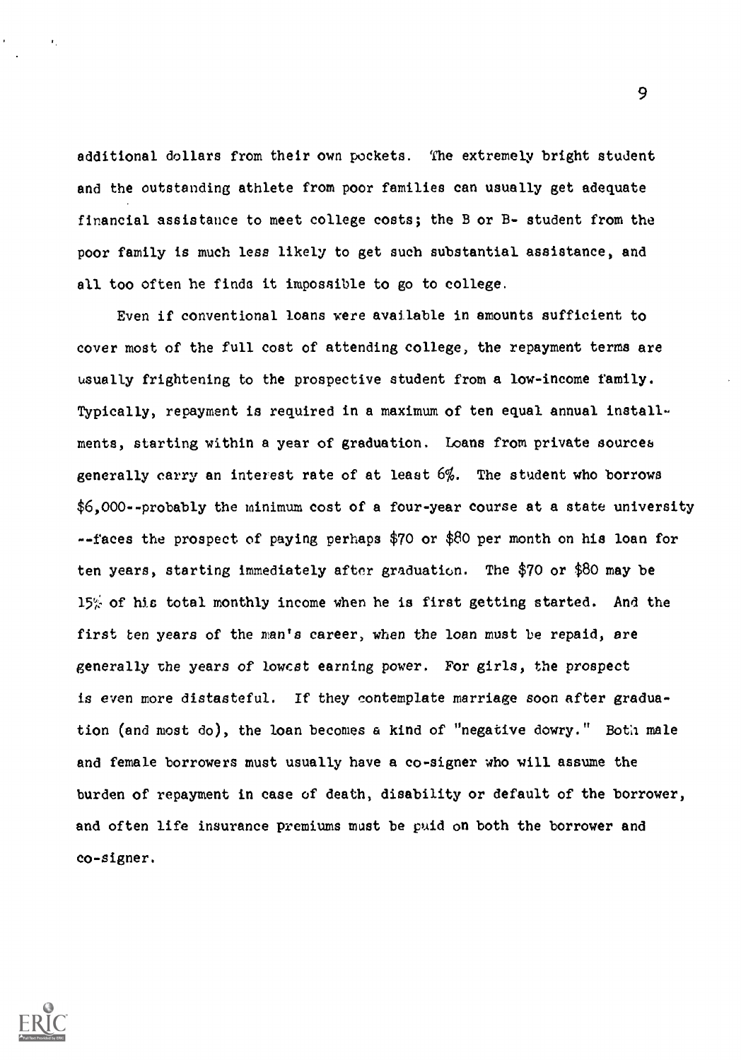additional dollars from their own pockets. The extremely bright student and the outstanding athlete from poor families can usually get adequate financial assistance to meet college costs; the B or B- student from the poor family is much less likely to get such substantial assistance, and all too often he finds it impossible to go to college.

Even if conventional loans were available in amounts sufficient to cover most of the full cost of attending college, the repayment terms are usually frightening to the prospective student from a low-income family. Typically, repayment is required in a maximum of ten equal annual installments, starting within a year of graduation. Loans from private sources generally carry an interest rate of at least 6%. The student who borrows $6,000--probably the minimum cost of a four-year course at a state university --faces the prospect of paying perhaps $70 or $80 per month on his loan for ten years, starting immediately after graduation. The $70 or $80 may be 15% of his total monthly income when he is first getting started. And the first ten years of the man's career, when the loan must be repaid, are generally the years of lowest earning power. For girls, the prospect is even more distasteful. If they contemplate marriage soon after graduation (and most do), the loan becomes a kind of "negative dowry." Both male and female borrowers must usually have a co-signer who will assume the burden of repayment in case of death, disability or default of the borrower, and often life insurance premiums must be paid on both the borrower and co-signer.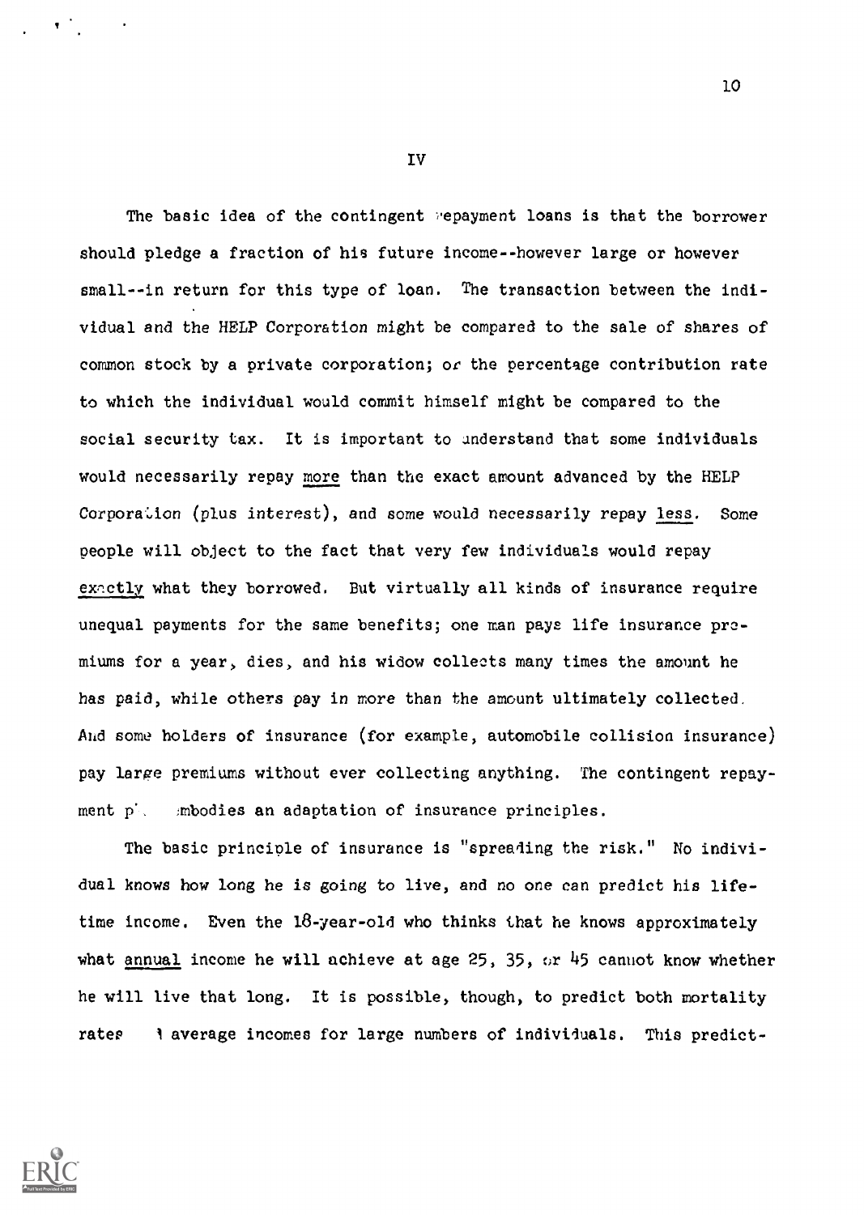## IV

The basic idea of the contingent repayment loans is that the borrower should pledge a fraction of his future income--however large or however small--in return for this type of loan. The transaction between the individual and the HELP Corporation might be compared to the sale of shares of common stock by a private corporation; or the percentage contribution rate to which the individual would commit himself might be compared to the social security tax. It is important to understand that some individuals would necessarily repay <u>more</u> than the exact amount advanced by the HELP Corporation (plus interest), and some would necessarily repay <u>less</u>. Some people will object to the fact that very few individuals would repay <u>exactly</u> what they borrowed. But virtually all kinds of insurance require unequal payments for the same benefits; one man pays life insurance premiums for a year, dies, and his widow collects many times the amount he has paid, while others pay in more than the amount ultimately collected. And some holders of insurance (for example, automobile collision insurance) pay large premiums without ever collecting anything. The contingent repayment plan embodies an adaptation of insurance principles.

The basic principle of insurance is "spreading the risk." No individual knows how long he is going to live, and no one can predict his lifetime income. Even the 18-year-old who thinks that he knows approximately what <u>annual</u> income he will achieve at age 25, 35, or 45 cannot know whether he will live that long. It is possible, though, to predict both mortality rates and average incomes for large numbers of individuals. This predict-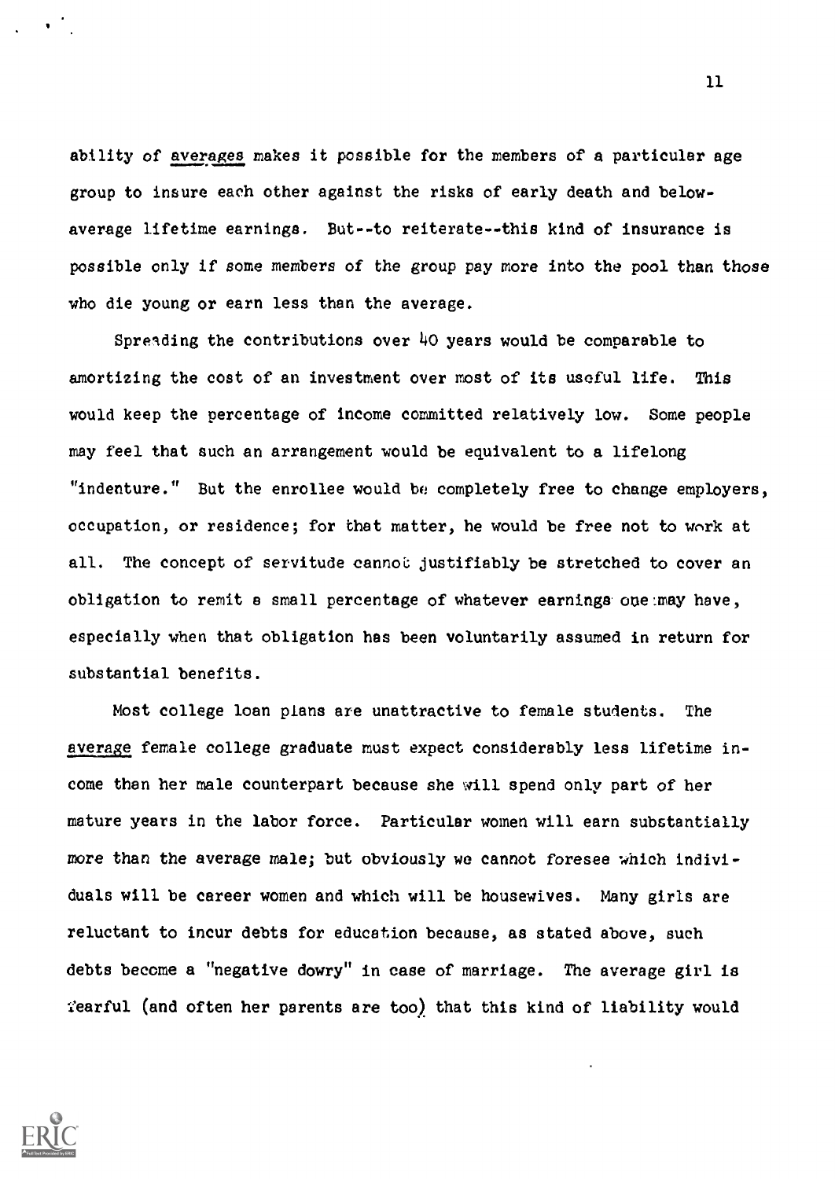ability of _averages_ makes it possible for the members of a particular age group to insure each other against the risks of early death and below-average lifetime earnings. But--to reiterate--this kind of insurance is possible only if some members of the group pay more into the pool than those who die young or earn less than the average.

Spreading the contributions over 40 years would be comparable to amortizing the cost of an investment over most of its useful life. This would keep the percentage of income committed relatively low. Some people may feel that such an arrangement would be equivalent to a lifelong "indenture." But the enrollee would be completely free to change employers, occupation, or residence; for that matter, he would be free not to work at all. The concept of servitude cannot justifiably be stretched to cover an obligation to remit a small percentage of whatever earnings one may have, especially when that obligation has been voluntarily assumed in return for substantial benefits.

Most college loan plans are unattractive to female students. The _average_ female college graduate must expect considerably less lifetime income than her male counterpart because she will spend only part of her mature years in the labor force. Particular women will earn substantially more than the average male; but obviously we cannot foresee which individuals will be career women and which will be housewives. Many girls are reluctant to incur debts for education because, as stated above, such debts become a "negative dowry" in case of marriage. The average girl is fearful (and often her parents are too) that this kind of liability would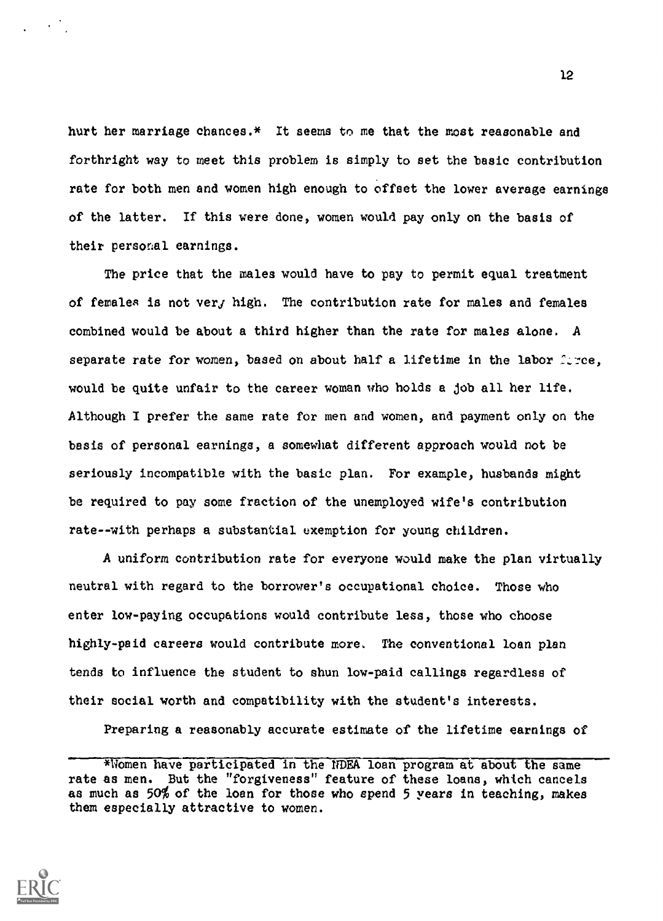hurt her marriage chances.* It seems to me that the most reasonable and forthright way to meet this problem is simply to set the basic contribution rate for both men and women high enough to offset the lower average earnings of the latter. If this were done, women would pay only on the basis of their personal earnings.

The price that the males would have to pay to permit equal treatment of females is not very high. The contribution rate for males and females combined would be about a third higher than the rate for males alone. A separate rate for women, based on about half a lifetime in the labor force, would be quite unfair to the career woman who holds a job all her life. Although I prefer the same rate for men and women, and payment only on the basis of personal earnings, a somewhat different approach would not be seriously incompatible with the basic plan. For example, husbands might be required to pay some fraction of the unemployed wife's contribution rate--with perhaps a substantial exemption for young children.

A uniform contribution rate for everyone would make the plan virtually neutral with regard to the borrower's occupational choice. Those who enter low-paying occupations would contribute less, those who choose highly-paid careers would contribute more. The conventional loan plan tends to influence the student to shun low-paid callings regardless of their social worth and compatibility with the student's interests.

Preparing a reasonably accurate estimate of the lifetime earnings of

---

*Women have participated in the NDEA loan program at about the same rate as men. But the "forgiveness" feature of these loans, which cancels as much as 50% of the loan for those who spend 5 years in teaching, makes them especially attractive to women.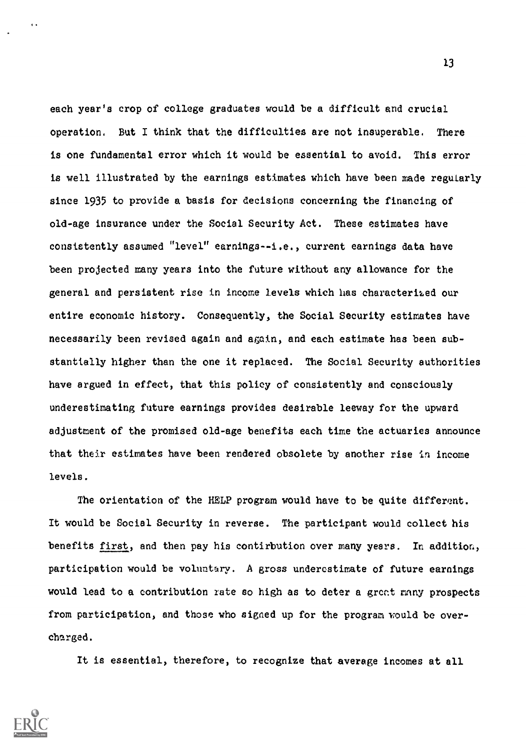each year's crop of college graduates would be a difficult and crucial operation. But I think that the difficulties are not insuperable. There is one fundamental error which it would be essential to avoid. This error is well illustrated by the earnings estimates which have been made regularly since 1935 to provide a basis for decisions concerning the financing of old-age insurance under the Social Security Act. These estimates have consistently assumed "level" earnings--i.e., current earnings data have been projected many years into the future without any allowance for the general and persistent rise in income levels which has characterized our entire economic history. Consequently, the Social Security estimates have necessarily been revised again and again, and each estimate has been substantially higher than the one it replaced. The Social Security authorities have argued in effect, that this policy of consistently and consciously underestimating future earnings provides desirable leeway for the upward adjustment of the promised old-age benefits each time the actuaries announce that their estimates have been rendered obsolete by another rise in income levels.

The orientation of the HELP program would have to be quite different. It would be Social Security in reverse. The participant would collect his benefits <u>first</u>, and then pay his contirbution over many years. In addition, participation would be voluntary. A gross underestimate of future earnings would lead to a contribution rate so high as to deter a great many prospects from participation, and those who signed up for the program would be overcharged.

It is essential, therefore, to recognize that average incomes at all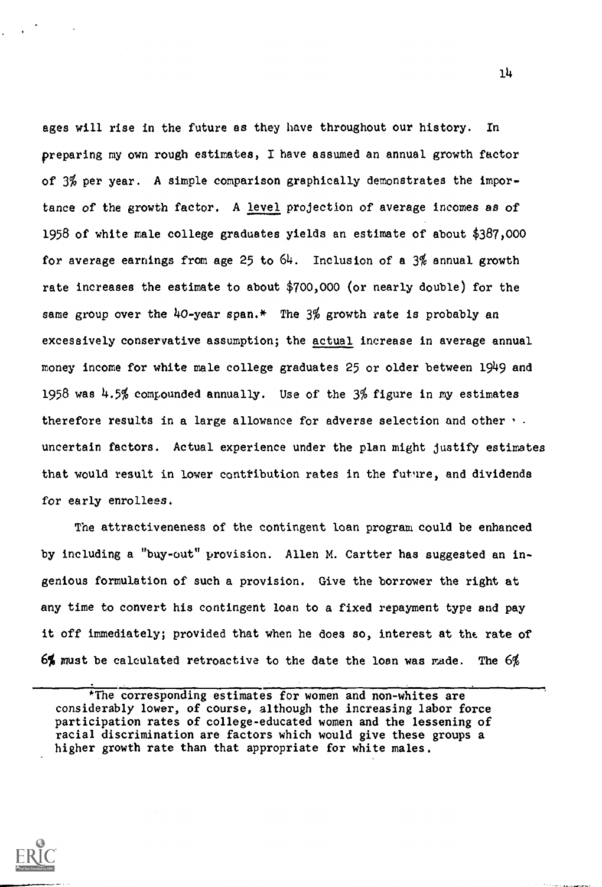ages will rise in the future as they have throughout our history. In preparing my own rough estimates, I have assumed an annual growth factor of 3% per year. A simple comparison graphically demonstrates the importance of the growth factor. A level projection of average incomes as of 1958 of white male college graduates yields an estimate of about $387,000 for average earnings from age 25 to 64. Inclusion of a 3% annual growth rate increases the estimate to about $700,000 (or nearly double) for the same group over the 40-year span.* The 3% growth rate is probably an excessively conservative assumption; the actual increase in average annual money income for white male college graduates 25 or older between 1949 and 1958 was 4.5% compounded annually. Use of the 3% figure in my estimates therefore results in a large allowance for adverse selection and other uncertain factors. Actual experience under the plan might justify estimates that would result in lower contribution rates in the future, and dividends for early enrollees.

The attractiveness of the contingent loan program could be enhanced by including a "buy-out" provision. Allen M. Cartter has suggested an ingenious formulation of such a provision. Give the borrower the right at any time to convert his contingent loan to a fixed repayment type and pay it off immediately; provided that when he does so, interest at the rate of 6% must be calculated retroactive to the date the loan was made. The 6%

*The corresponding estimates for women and non-whites are considerably lower, of course, although the increasing labor force participation rates of college-educated women and the lessening of racial discrimination are factors which would give these groups a higher growth rate than that appropriate for white males.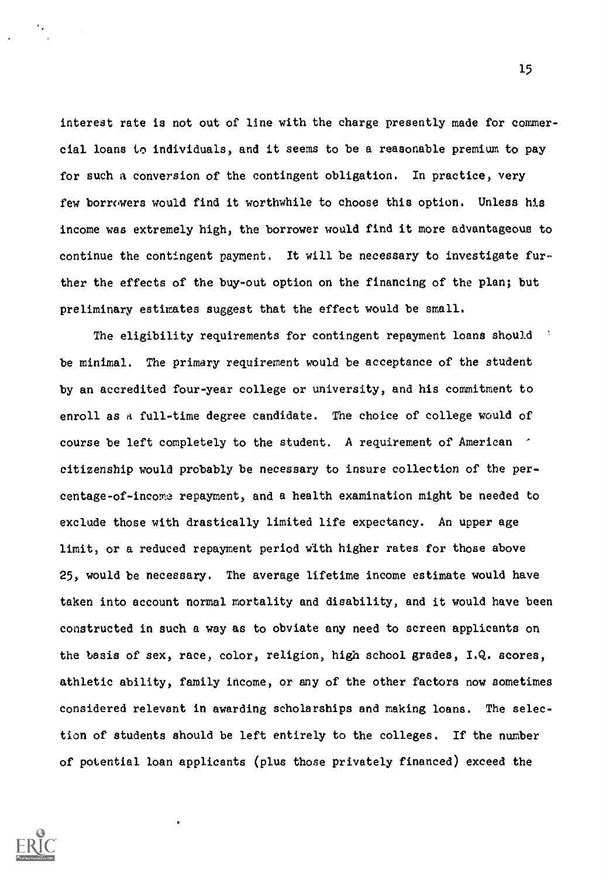interest rate is not out of line with the charge presently made for commercial loans to individuals, and it seems to be a reasonable premium to pay for such a conversion of the contingent obligation. In practice, very few borrowers would find it worthwhile to choose this option. Unless his income was extremely high, the borrower would find it more advantageous to continue the contingent payment. It will be necessary to investigate further the effects of the buy-out option on the financing of the plan; but preliminary estimates suggest that the effect would be small.

The eligibility requirements for contingent repayment loans should be minimal. The primary requirement would be acceptance of the student by an accredited four-year college or university, and his commitment to enroll as a full-time degree candidate. The choice of college would of course be left completely to the student. A requirement of American citizenship would probably be necessary to insure collection of the percentage-of-income repayment, and a health examination might be needed to exclude those with drastically limited life expectancy. An upper age limit, or a reduced repayment period with higher rates for those above 25, would be necessary. The average lifetime income estimate would have taken into account normal mortality and disability, and it would have been constructed in such a way as to obviate any need to screen applicants on the basis of sex, race, color, religion, high school grades, I.Q. scores, athletic ability, family income, or any of the other factors now sometimes considered relevant in awarding scholarships and making loans. The selection of students should be left entirely to the colleges. If the number of potential loan applicants (plus those privately financed) exceed the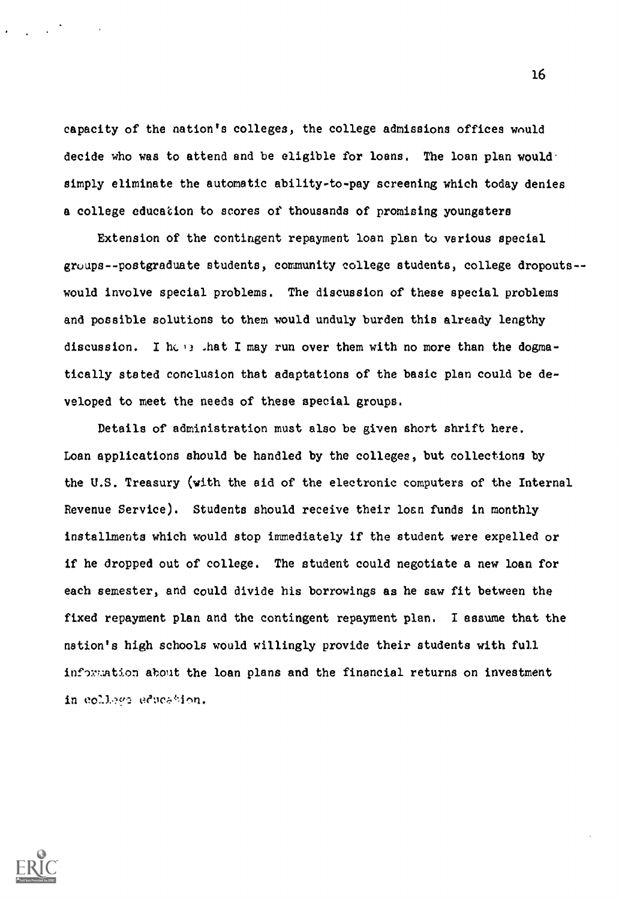capacity of the nation's colleges, the college admissions offices would decide who was to attend and be eligible for loans. The loan plan would simply eliminate the automatic ability-to-pay screening which today denies a college education to scores of thousands of promising youngsters

Extension of the contingent repayment loan plan to various special groups--postgraduate students, community college students, college dropouts--would involve special problems. The discussion of these special problems and possible solutions to them would unduly burden this already lengthy discussion. I hope that I may run over them with no more than the dogmatically stated conclusion that adaptations of the basic plan could be developed to meet the needs of these special groups.

Details of administration must also be given short shrift here. Loan applications should be handled by the colleges, but collections by the U.S. Treasury (with the aid of the electronic computers of the Internal Revenue Service). Students should receive their loan funds in monthly installments which would stop immediately if the student were expelled or if he dropped out of college. The student could negotiate a new loan for each semester, and could divide his borrowings as he saw fit between the fixed repayment plan and the contingent repayment plan. I assume that the nation's high schools would willingly provide their students with full information about the loan plans and the financial returns on investment in college education.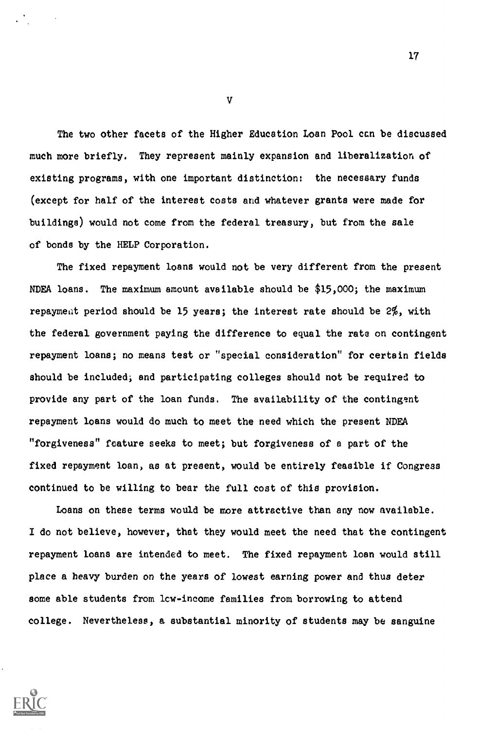## V

The two other facets of the Higher Education Loan Pool can be discussed much more briefly. They represent mainly expansion and liberalization of existing programs, with one important distinction: the necessary funds (except for half of the interest costs and whatever grants were made for buildings) would not come from the federal treasury, but from the sale of bonds by the HELP Corporation.

The fixed repayment loans would not be very different from the present NDEA loans. The maximum amount available should be $15,000; the maximum repayment period should be 15 years; the interest rate should be 2%, with the federal government paying the difference to equal the rate on contingent repayment loans; no means test or "special consideration" for certain fields should be included; and participating colleges should not be required to provide any part of the loan funds. The availability of the contingent repayment loans would do much to meet the need which the present NDEA "forgiveness" feature seeks to meet; but forgiveness of a part of the fixed repayment loan, as at present, would be entirely feasible if Congress continued to be willing to bear the full cost of this provision.

Loans on these terms would be more attractive than any now available. I do not believe, however, that they would meet the need that the contingent repayment loans are intended to meet. The fixed repayment loan would still place a heavy burden on the years of lowest earning power and thus deter some able students from low-income families from borrowing to attend college. Nevertheless, a substantial minority of students may be sanguine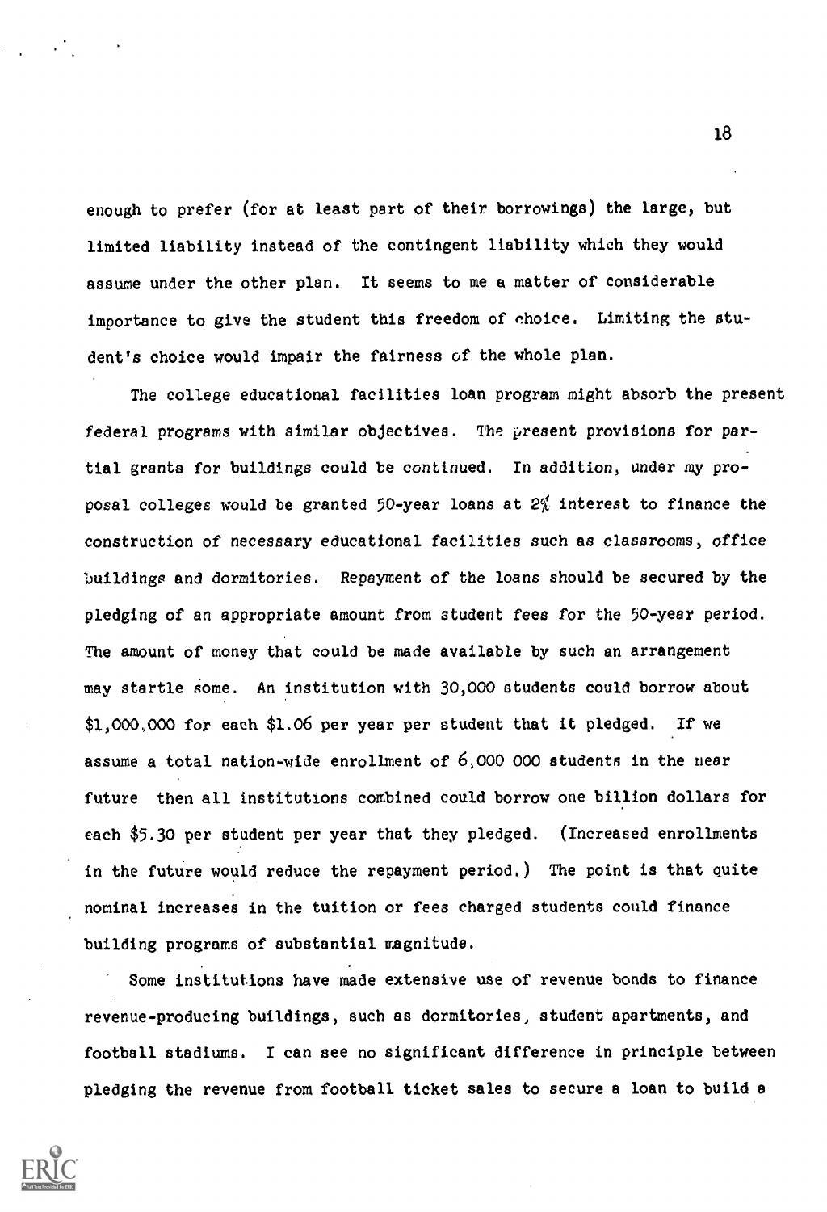enough to prefer (for at least part of their borrowings) the large, but limited liability instead of the contingent liability which they would assume under the other plan. It seems to me a matter of considerable importance to give the student this freedom of choice. Limiting the student's choice would impair the fairness of the whole plan.

The college educational facilities loan program might absorb the present federal programs with similar objectives. The present provisions for partial grants for buildings could be continued. In addition, under my proposal colleges would be granted 50-year loans at 2% interest to finance the construction of necessary educational facilities such as classrooms, office buildings and dormitories. Repayment of the loans should be secured by the pledging of an appropriate amount from student fees for the 50-year period. The amount of money that could be made available by such an arrangement may startle some. An institution with 30,000 students could borrow about $1,000,000 for each $1.06 per year per student that it pledged. If we assume a total nation-wide enrollment of 6,000 000 students in the near future then all institutions combined could borrow one billion dollars for each $5.30 per student per year that they pledged. (Increased enrollments in the future would reduce the repayment period.) The point is that quite nominal increases in the tuition or fees charged students could finance building programs of substantial magnitude.

Some institutions have made extensive use of revenue bonds to finance revenue-producing buildings, such as dormitories, student apartments, and football stadiums. I can see no significant difference in principle between pledging the revenue from football ticket sales to secure a loan to build a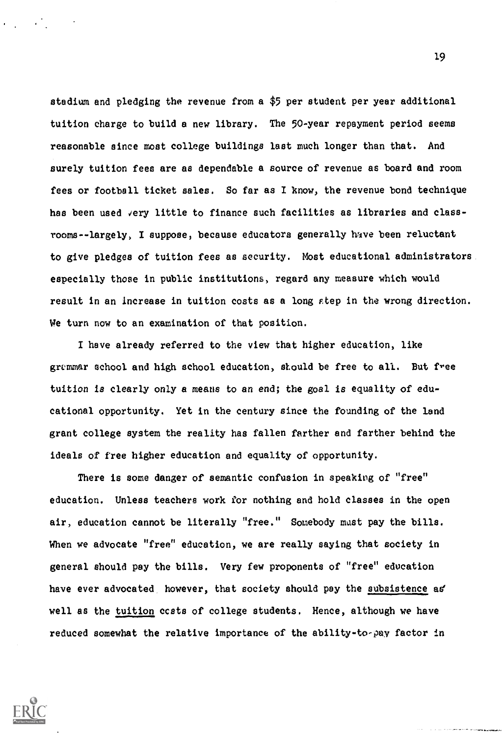stadium and pledging the revenue from a $5 per student per year additional tuition charge to build a new library. The 50-year repayment period seems reasonable since most college buildings last much longer than that. And surely tuition fees are as dependable a source of revenue as board and room fees or football ticket sales. So far as I know, the revenue bond technique has been used very little to finance such facilities as libraries and classrooms--largely, I suppose, because educators generally have been reluctant to give pledges of tuition fees as security. Most educational administrators especially those in public institutions, regard any measure which would result in an increase in tuition costs as a long step in the wrong direction. We turn now to an examination of that position.

I have already referred to the view that higher education, like grammar school and high school education, should be free to all. But free tuition is clearly only a means to an end; the goal is equality of educational opportunity. Yet in the century since the founding of the land grant college system the reality has fallen farther and farther behind the ideals of free higher education and equality of opportunity.

There is some danger of semantic confusion in speaking of "free" education. Unless teachers work for nothing and hold classes in the open air, education cannot be literally "free." Somebody must pay the bills. When we advocate "free" education, we are really saying that society in general should pay the bills. Very few proponents of "free" education have ever advocated however, that society should pay the <u>subsistence</u> as well as the <u>tuition</u> costs of college students. Hence, although we have reduced somewhat the relative importance of the ability-to-pay factor in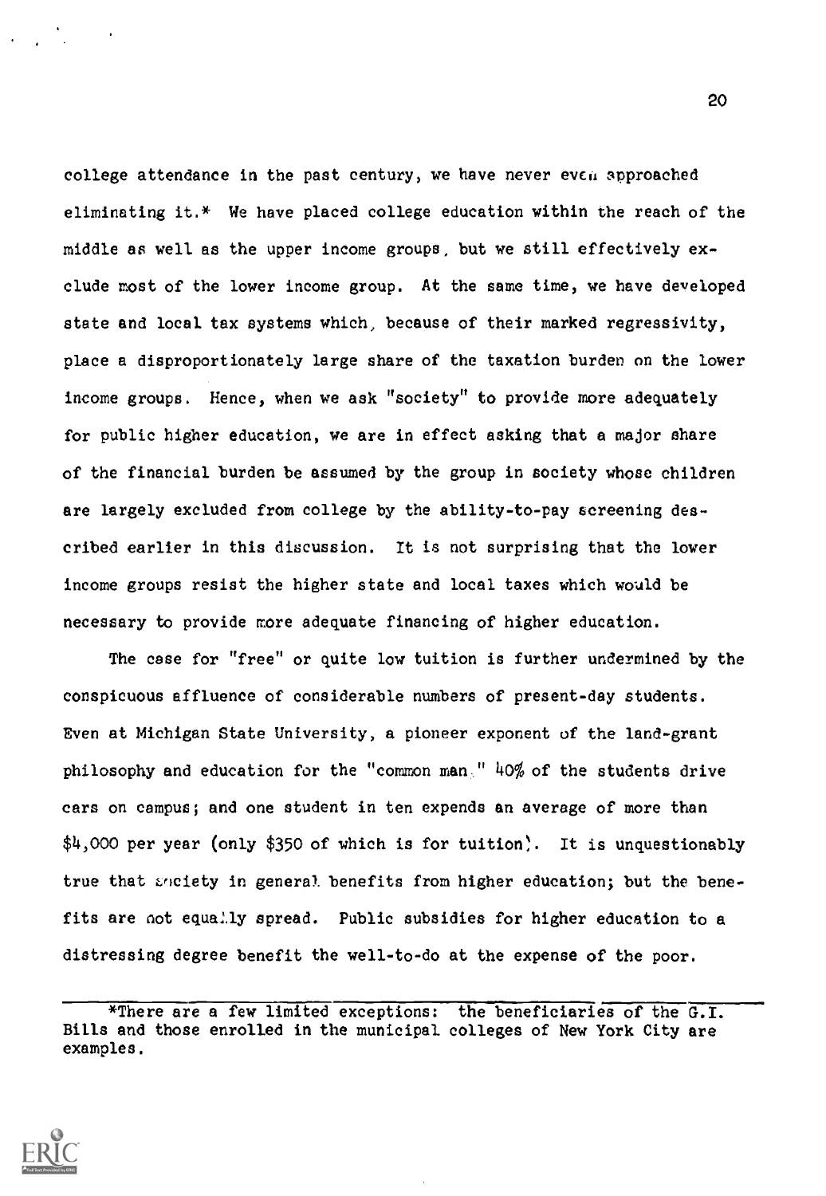college attendance in the past century, we have never even approached eliminating it.* We have placed college education within the reach of the middle as well as the upper income groups, but we still effectively exclude most of the lower income group. At the same time, we have developed state and local tax systems which, because of their marked regressivity, place a disproportionately large share of the taxation burden on the lower income groups. Hence, when we ask "society" to provide more adequately for public higher education, we are in effect asking that a major share of the financial burden be assumed by the group in society whose children are largely excluded from college by the ability-to-pay screening described earlier in this discussion. It is not surprising that the lower income groups resist the higher state and local taxes which would be necessary to provide more adequate financing of higher education.

The case for "free" or quite low tuition is further undermined by the conspicuous affluence of considerable numbers of present-day students. Even at Michigan State University, a pioneer exponent of the land-grant philosophy and education for the "common man," 40% of the students drive cars on campus; and one student in ten expends an average of more than $4,000 per year (only $350 of which is for tuition). It is unquestionably true that society in general benefits from higher education; but the benefits are not equally spread. Public subsidies for higher education to a distressing degree benefit the well-to-do at the expense of the poor.

---

*There are a few limited exceptions: the beneficiaries of the G.I. Bills and those enrolled in the municipal colleges of New York City are examples.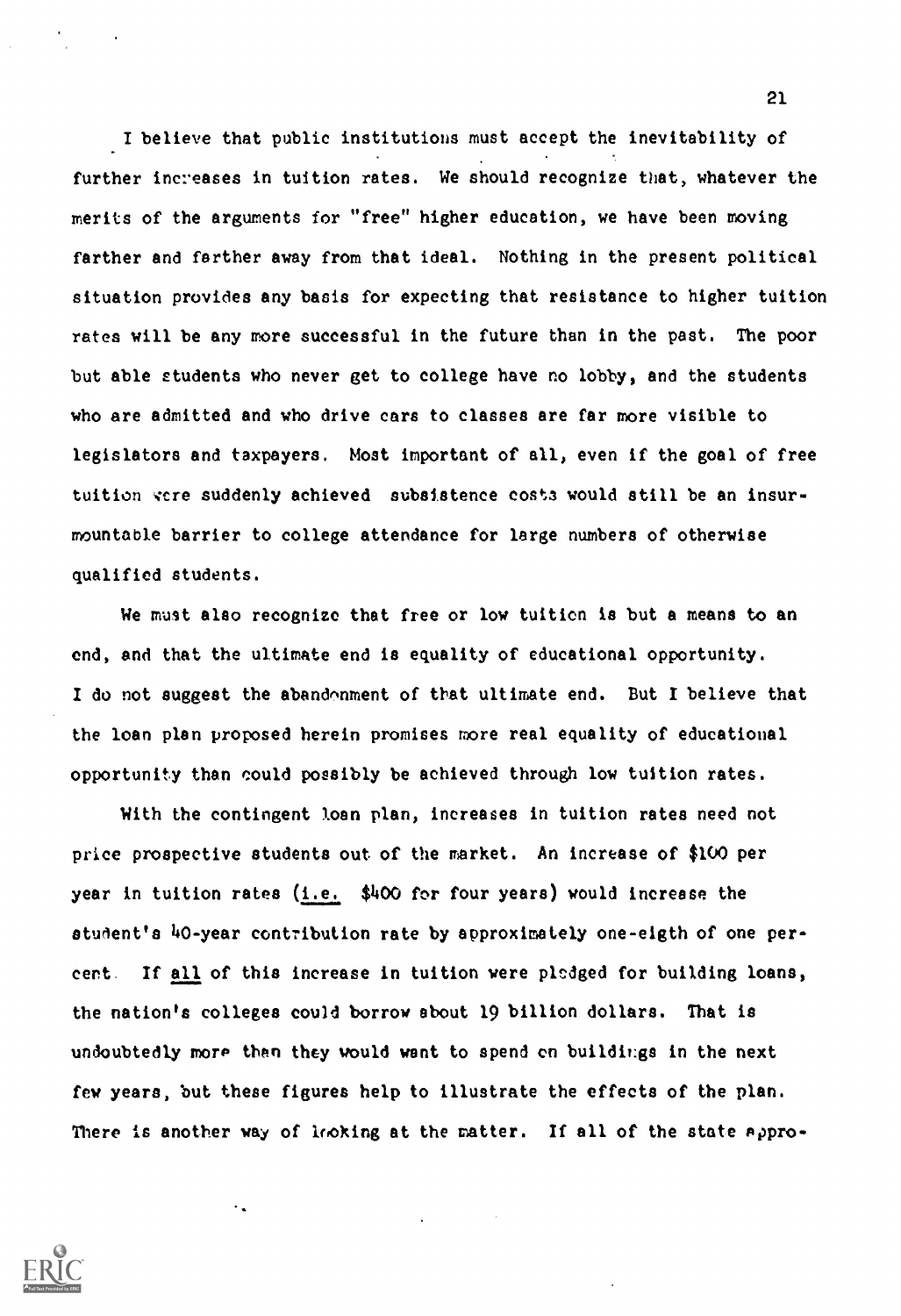I believe that public institutions must accept the inevitability of further increases in tuition rates. We should recognize that, whatever the merits of the arguments for "free" higher education, we have been moving farther and farther away from that ideal. Nothing in the present political situation provides any basis for expecting that resistance to higher tuition rates will be any more successful in the future than in the past. The poor but able students who never get to college have no lobby, and the students who are admitted and who drive cars to classes are far more visible to legislators and taxpayers. Most important of all, even if the goal of free tuition were suddenly achieved subsistence costs would still be an insurmountable barrier to college attendance for large numbers of otherwise qualified students.

We must also recognize that free or low tuition is but a means to an end, and that the ultimate end is equality of educational opportunity. I do not suggest the abandonment of that ultimate end. But I believe that the loan plan proposed herein promises more real equality of educational opportunity than could possibly be achieved through low tuition rates.

With the contingent loan plan, increases in tuition rates need not price prospective students out of the market. An increase of $100 per year in tuition rates (i.e. $400 for four years) would increase the student's 40-year contribution rate by approximately one-eigth of one percent. If all of this increase in tuition were pledged for building loans, the nation's colleges could borrow about 19 billion dollars. That is undoubtedly more than they would want to spend on buildings in the next few years, but these figures help to illustrate the effects of the plan. There is another way of looking at the matter. If all of the state appro-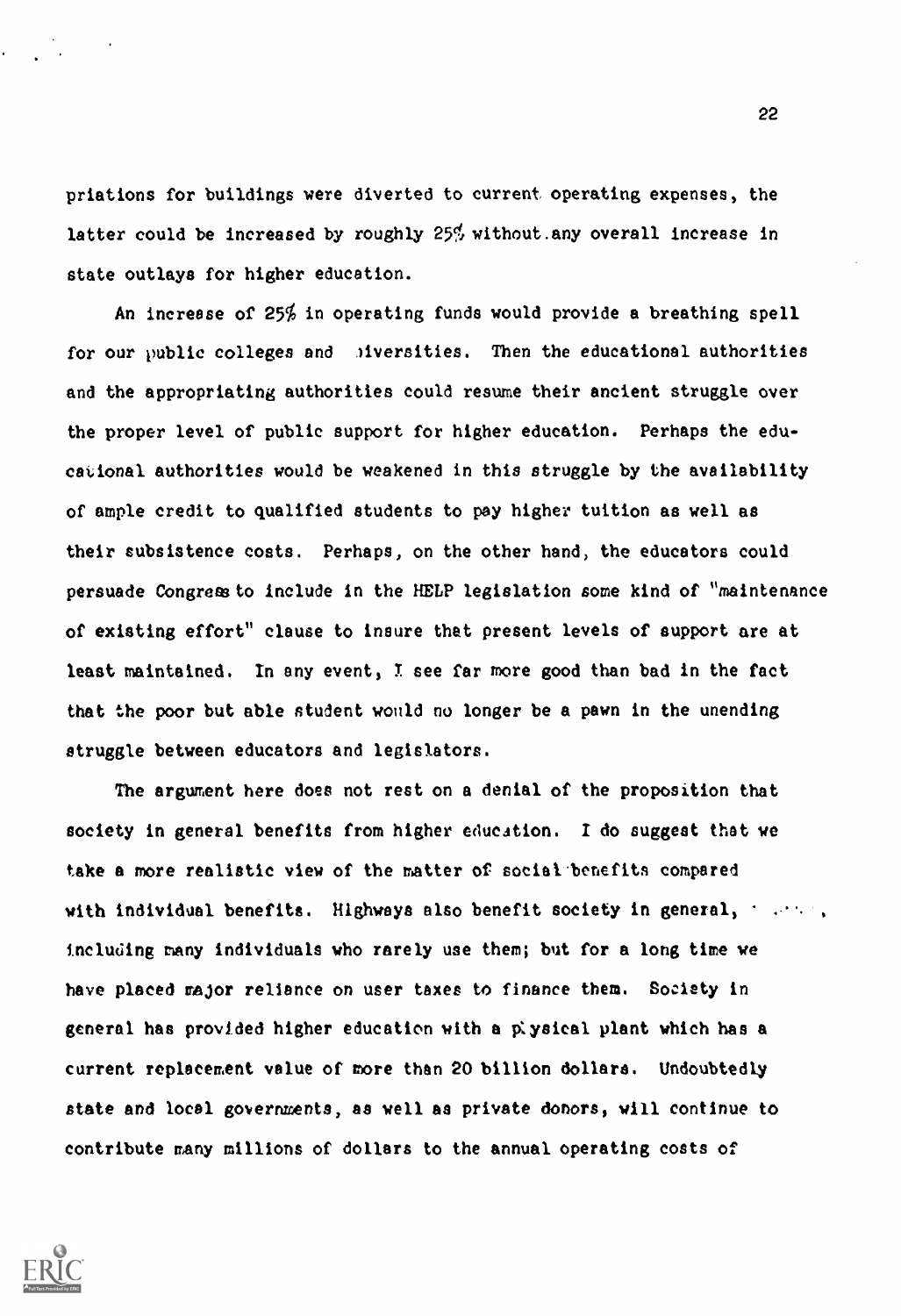priations for buildings were diverted to current operating expenses, the latter could be increased by roughly 25% without any overall increase in state outlays for higher education.

An increase of 25% in operating funds would provide a breathing spell for our public colleges and universities. Then the educational authorities and the appropriating authorities could resume their ancient struggle over the proper level of public support for higher education. Perhaps the educational authorities would be weakened in this struggle by the availability of ample credit to qualified students to pay higher tuition as well as their subsistence costs. Perhaps, on the other hand, the educators could persuade Congress to include in the HELP legislation some kind of "maintenance of existing effort" clause to insure that present levels of support are at least maintained. In any event, I see far more good than bad in the fact that the poor but able student would no longer be a pawn in the unending struggle between educators and legislators.

The argument here does not rest on a denial of the proposition that society in general benefits from higher education. I do suggest that we take a more realistic view of the matter of social benefits compared with individual benefits. Highways also benefit society in general, including many individuals who rarely use them; but for a long time we have placed major reliance on user taxes to finance them. Society in general has provided higher education with a physical plant which has a current replacement value of more than 20 billion dollars. Undoubtedly state and local governments, as well as private donors, will continue to contribute many millions of dollars to the annual operating costs of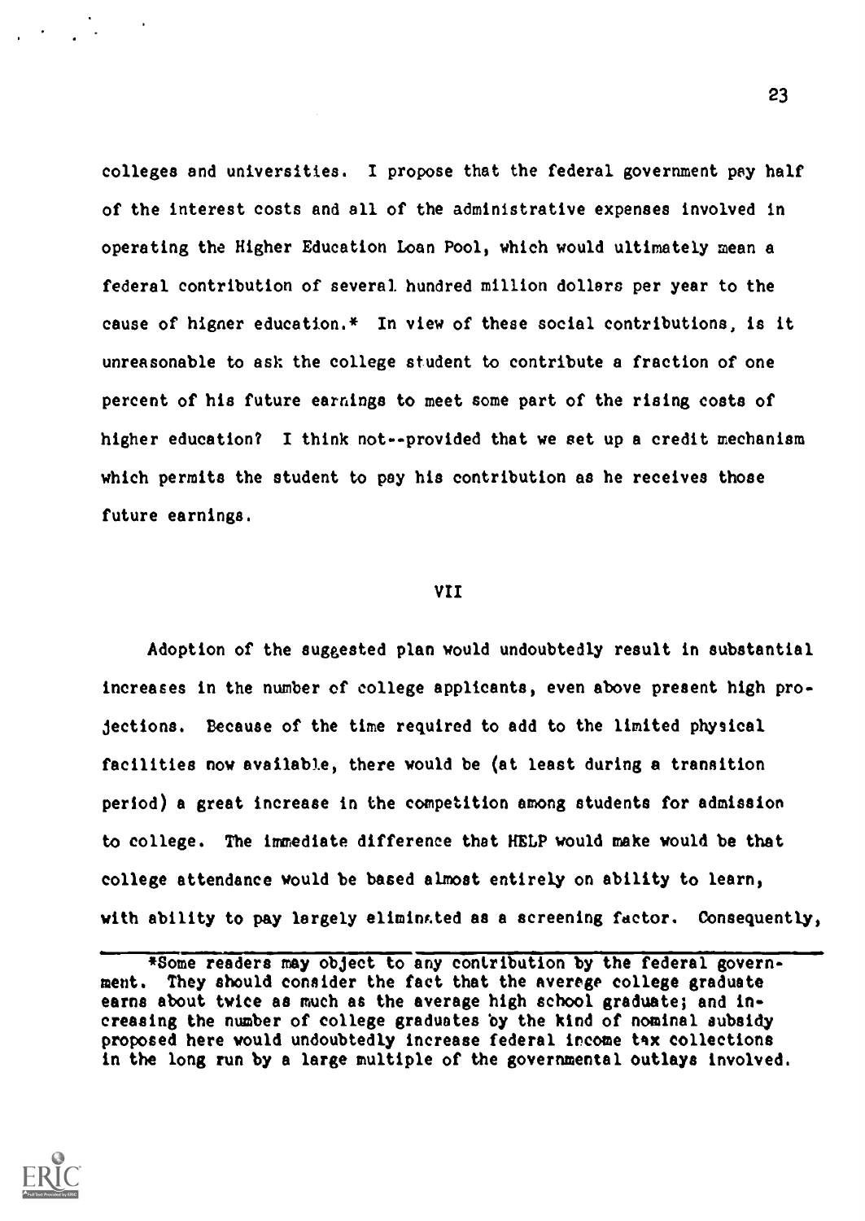colleges and universities. I propose that the federal government pay half of the interest costs and all of the administrative expenses involved in operating the Higher Education Loan Pool, which would ultimately mean a federal contribution of several hundred million dollars per year to the cause of higner education.* In view of these social contributions, is it unreasonable to ask the college student to contribute a fraction of one percent of his future earnings to meet some part of the rising costs of higher education? I think not--provided that we set up a credit mechanism which permits the student to pay his contribution as he receives those future earnings.

## VII

Adoption of the suggested plan would undoubtedly result in substantial increases in the number of college applicants, even above present high projections. Because of the time required to add to the limited physical facilities now available, there would be (at least during a transition period) a great increase in the competition among students for admission to college. The immediate difference that HELP would make would be that college attendance would be based almost entirely on ability to learn, with ability to pay largely eliminated as a screening factor. Consequently,

---

*Some readers may object to any contribution by the federal government. They should consider the fact that the average college graduate earns about twice as much as the average high school graduate; and increasing the number of college graduates by the kind of nominal subsidy proposed here would undoubtedly increase federal income tax collections in the long run by a large multiple of the governmental outlays involved.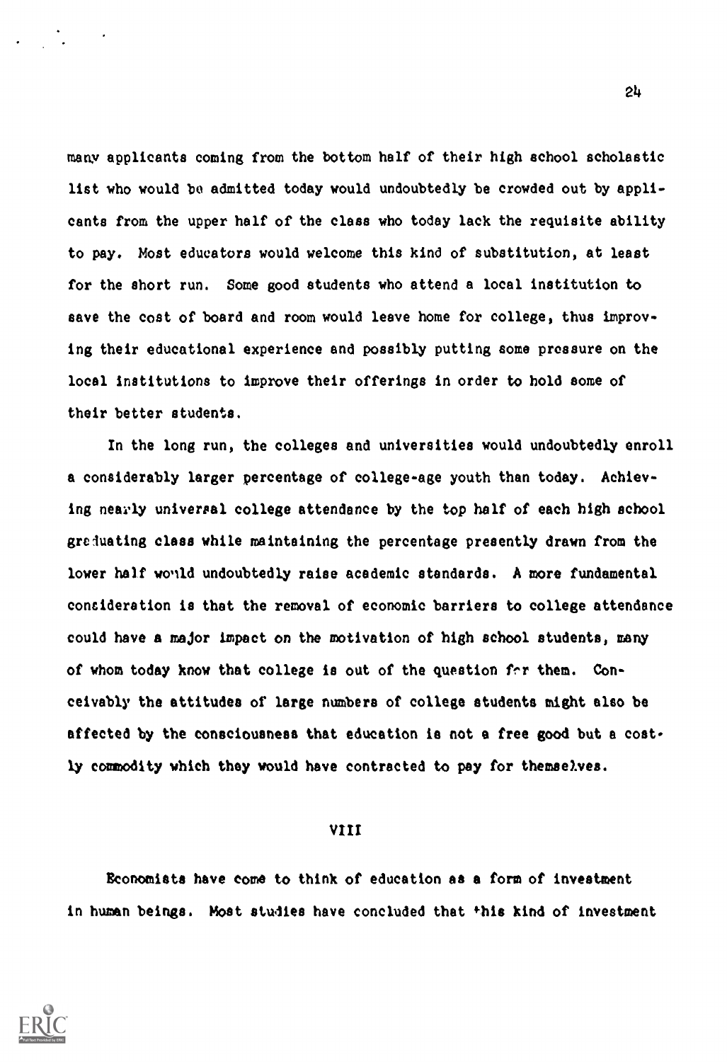many applicants coming from the bottom half of their high school scholastic list who would be admitted today would undoubtedly be crowded out by applicants from the upper half of the class who today lack the requisite ability to pay. Most educators would welcome this kind of substitution, at least for the short run. Some good students who attend a local institution to save the cost of board and room would leave home for college, thus improving their educational experience and possibly putting some pressure on the local institutions to improve their offerings in order to hold some of their better students.

In the long run, the colleges and universities would undoubtedly enroll a considerably larger percentage of college-age youth than today. Achieving nearly universal college attendance by the top half of each high school graduating class while maintaining the percentage presently drawn from the lower half would undoubtedly raise academic standards. A more fundamental consideration is that the removal of economic barriers to college attendance could have a major impact on the motivation of high school students, many of whom today know that college is out of the question for them. Conceivably the attitudes of large numbers of college students might also be affected by the consciousness that education is not a free good but a costly commodity which they would have contracted to pay for themselves.

## VIII

Economists have come to think of education as a form of investment in human beings. Most studies have concluded that this kind of investment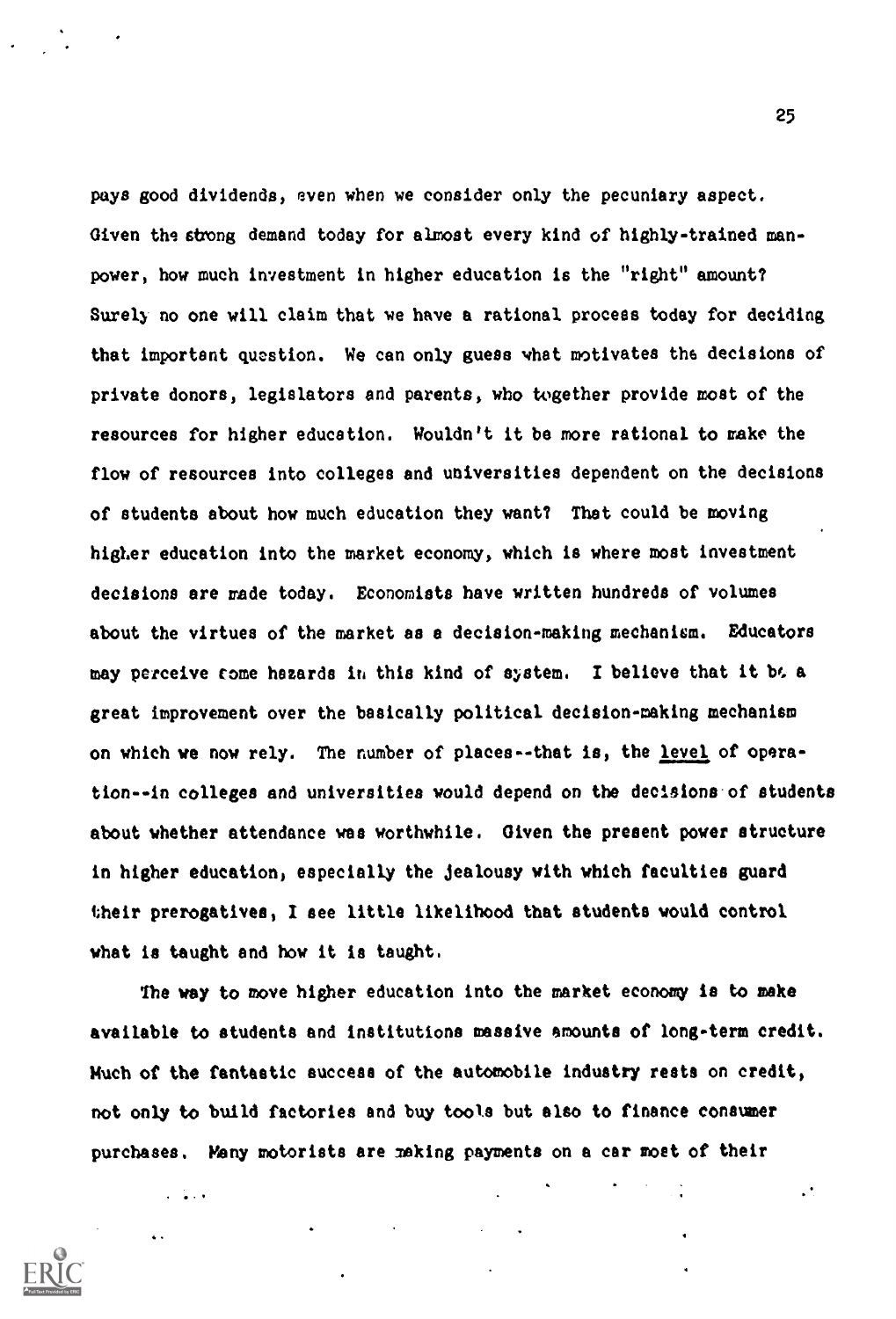pays good dividends, even when we consider only the pecuniary aspect. Given the strong demand today for almost every kind of highly-trained manpower, how much investment in higher education is the "right" amount? Surely no one will claim that we have a rational process today for deciding that important question. We can only guess what motivates the decisions of private donors, legislators and parents, who together provide most of the resources for higher education. Wouldn't it be more rational to make the flow of resources into colleges and universities dependent on the decisions of students about how much education they want? That could be moving higher education into the market economy, which is where most investment decisions are made today. Economists have written hundreds of volumes about the virtues of the market as a decision-making mechanism. Educators may perceive some hazards in this kind of system. I believe that it be a great improvement over the basically political decision-making mechanism on which we now rely. The number of places--that is, the <u>level</u> of operation--in colleges and universities would depend on the decisions of students about whether attendance was worthwhile. Given the present power structure in higher education, especially the jealousy with which faculties guard their prerogatives, I see little likelihood that students would control what is taught and how it is taught.

The way to move higher education into the market economy is to make available to students and institutions massive amounts of long-term credit. Much of the fantastic success of the automobile industry rests on credit, not only to build factories and buy tools but also to finance consumer purchases. Many motorists are making payments on a car most of their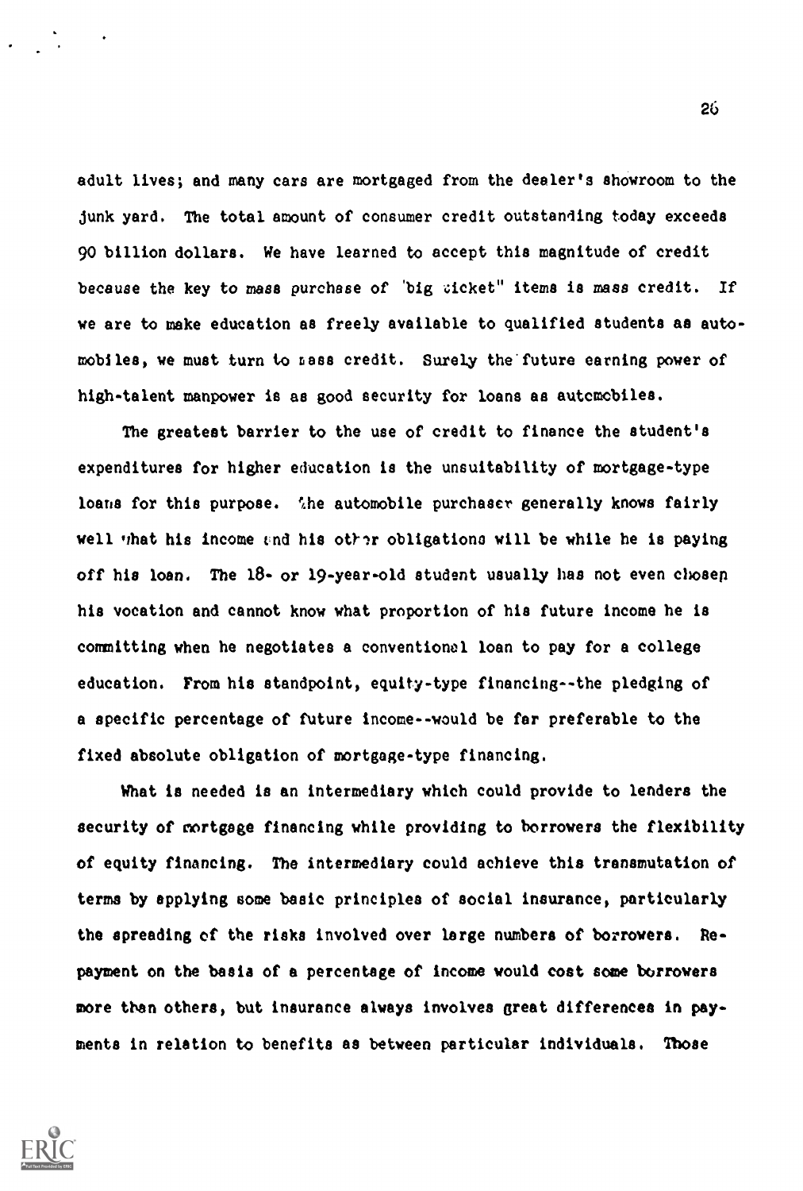adult lives; and many cars are mortgaged from the dealer's showroom to the junk yard. The total amount of consumer credit outstanding today exceeds 90 billion dollars. We have learned to accept this magnitude of credit because the key to mass purchase of "big ticket" items is mass credit. If we are to make education as freely available to qualified students as automobiles, we must turn to mass credit. Surely the future earning power of high-talent manpower is as good security for loans as automobiles.

The greatest barrier to the use of credit to finance the student's expenditures for higher education is the unsuitability of mortgage-type loans for this purpose. The automobile purchaser generally knows fairly well what his income and his other obligations will be while he is paying off his loan. The 18- or 19-year-old student usually has not even chosen his vocation and cannot know what proportion of his future income he is committing when he negotiates a conventional loan to pay for a college education. From his standpoint, equity-type financing--the pledging of a specific percentage of future income--would be far preferable to the fixed absolute obligation of mortgage-type financing.

What is needed is an intermediary which could provide to lenders the security of mortgage financing while providing to borrowers the flexibility of equity financing. The intermediary could achieve this transmutation of terms by applying some basic principles of social insurance, particularly the spreading of the risks involved over large numbers of borrowers. Repayment on the basis of a percentage of income would cost some borrowers more than others, but insurance always involves great differences in payments in relation to benefits as between particular individuals. Those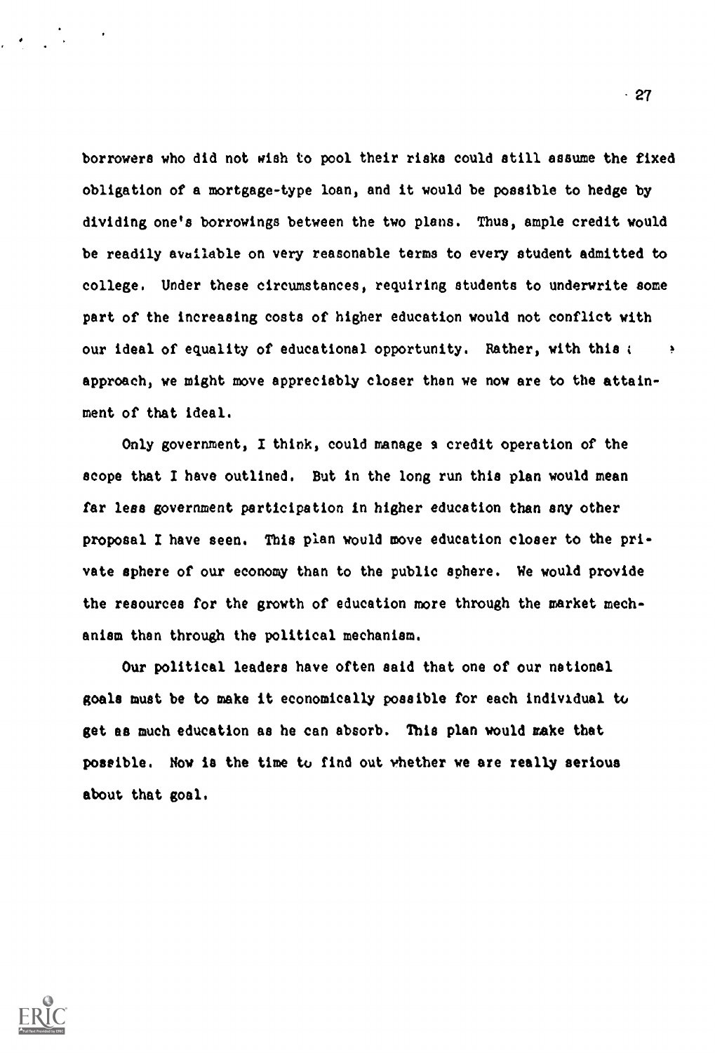borrowers who did not wish to pool their risks could still assume the fixed obligation of a mortgage-type loan, and it would be possible to hedge by dividing one's borrowings between the two plans. Thus, ample credit would be readily available on very reasonable terms to every student admitted to college. Under these circumstances, requiring students to underwrite some part of the increasing costs of higher education would not conflict with our ideal of equality of educational opportunity. Rather, with this approach, we might move appreciably closer than we now are to the attainment of that ideal.

Only government, I think, could manage a credit operation of the scope that I have outlined. But in the long run this plan would mean far less government participation in higher education than any other proposal I have seen. This plan would move education closer to the private sphere of our economy than to the public sphere. We would provide the resources for the growth of education more through the market mechanism than through the political mechanism.

Our political leaders have often said that one of our national goals must be to make it economically possible for each individual to get as much education as he can absorb. This plan would make that possible. Now is the time to find out whether we are really serious about that goal.